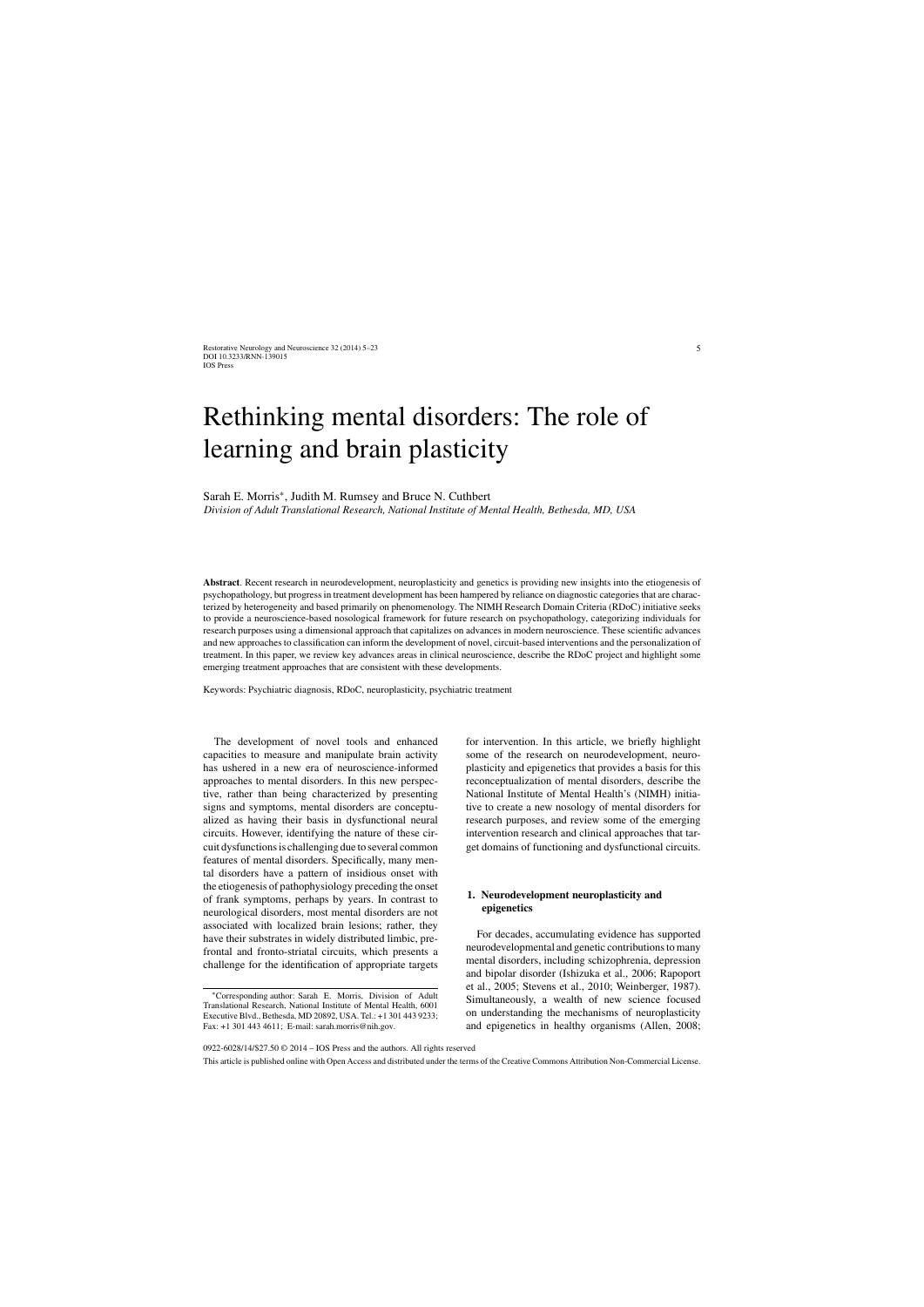# Rethinking mental disorders: The role of learning and brain plasticity

Sarah E. Morris*, Judith M. Rumsey and Bruce N. Cuthbert

*Division of Adult Translational Research, National Institute of Mental Health, Bethesda, MD, USA*

**Abstract**. Recent research in neurodevelopment, neuroplasticity and genetics is providing new insights into the etiogenesis of psychopathology, but progress in treatment development has been hampered by reliance on diagnostic categories that are characterized by heterogeneity and based primarily on phenomenology. The NIMH Research Domain Criteria (RDoC) initiative seeks to provide a neuroscience-based nosological framework for future research on psychopathology, categorizing individuals for research purposes using a dimensional approach that capitalizes on advances in modern neuroscience. These scientific advances and new approaches to classification can inform the development of novel, circuit-based interventions and the personalization of treatment. In this paper, we review key advances areas in clinical neuroscience, describe the RDoC project and highlight some emerging treatment approaches that are consistent with these developments.

Keywords: Psychiatric diagnosis, RDoC, neuroplasticity, psychiatric treatment

The development of novel tools and enhanced capacities to measure and manipulate brain activity has ushered in a new era of neuroscience-informed approaches to mental disorders. In this new perspective, rather than being characterized by presenting signs and symptoms, mental disorders are conceptualized as having their basis in dysfunctional neural circuits. However, identifying the nature of these circuit dysfunctions is challenging due to several common features of mental disorders. Specifically, many mental disorders have a pattern of insidious onset with the etiogenesis of pathophysiology preceding the onset of frank symptoms, perhaps by years. In contrast to neurological disorders, most mental disorders are not associated with localized brain lesions; rather, they have their substrates in widely distributed limbic, prefrontal and fronto-striatal circuits, which presents a challenge for the identification of appropriate targets for intervention. In this article, we briefly highlight some of the research on neurodevelopment, neuroplasticity and epigenetics that provides a basis for this reconceptualization of mental disorders, describe the National Institute of Mental Health's (NIMH) initiative to create a new nosology of mental disorders for research purposes, and review some of the emerging intervention research and clinical approaches that target domains of functioning and dysfunctional circuits.

*Corresponding author: Sarah E. Morris, Division of Adult Translational Research, National Institute of Mental Health, 6001 Executive Blvd., Bethesda, MD 20892, USA. Tel.: +1 301 443 9233; Fax: +1 301 443 4611; E-mail: sarah.morris@nih.gov.

## 1. Neurodevelopment neuroplasticity and epigenetics

For decades, accumulating evidence has supported neurodevelopmental and genetic contributions to many mental disorders, including schizophrenia, depression and bipolar disorder (Ishizuka et al., 2006; Rapoport et al., 2005; Stevens et al., 2010; Weinberger, 1987). Simultaneously, a wealth of new science focused on understanding the mechanisms of neuroplasticity and epigenetics in healthy organisms (Allen, 2008;

0922-6028/14/$27.50 © 2014 – IOS Press and the authors. All rights reserved

This article is published online with Open Access and distributed under the terms of the Creative Commons Attribution Non-Commercial License.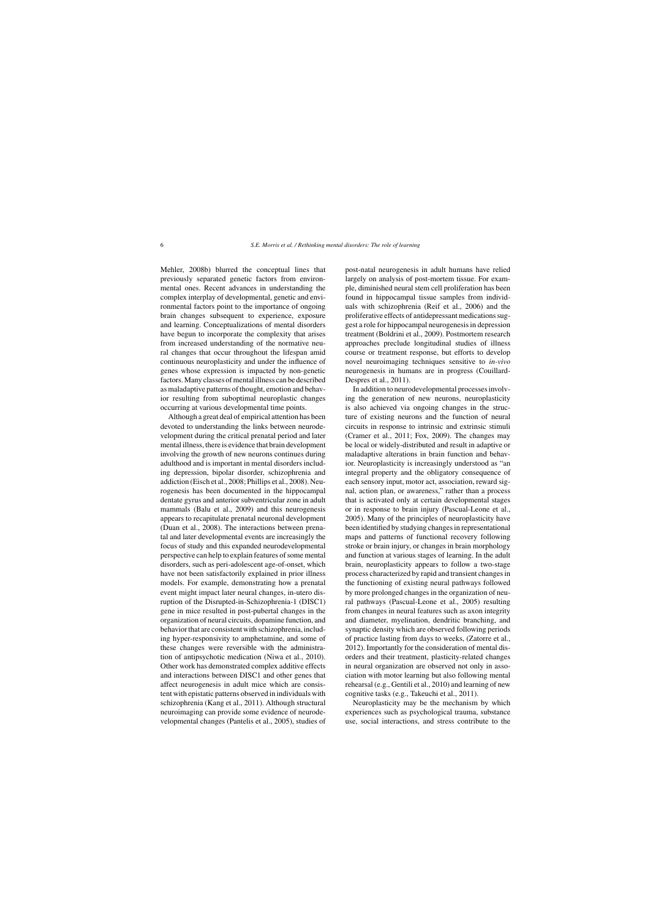Mehler, 2008b) blurred the conceptual lines that previously separated genetic factors from environmental ones. Recent advances in understanding the complex interplay of developmental, genetic and environmental factors point to the importance of ongoing brain changes subsequent to experience, exposure and learning. Conceptualizations of mental disorders have begun to incorporate the complexity that arises from increased understanding of the normative neural changes that occur throughout the lifespan amid continuous neuroplasticity and under the influence of genes whose expression is impacted by non-genetic factors. Many classes of mental illness can be described as maladaptive patterns of thought, emotion and behavior resulting from suboptimal neuroplastic changes occurring at various developmental time points.

Although a great deal of empirical attention has been devoted to understanding the links between neurodevelopment during the critical prenatal period and later mental illness, there is evidence that brain development involving the growth of new neurons continues during adulthood and is important in mental disorders including depression, bipolar disorder, schizophrenia and addiction (Eisch et al., 2008; Phillips et al., 2008). Neurogenesis has been documented in the hippocampal dentate gyrus and anterior subventricular zone in adult mammals (Balu et al., 2009) and this neurogenesis appears to recapitulate prenatal neuronal development (Duan et al., 2008). The interactions between prenatal and later developmental events are increasingly the focus of study and this expanded neurodevelopmental perspective can help to explain features of some mental disorders, such as peri-adolescent age-of-onset, which have not been satisfactorily explained in prior illness models. For example, demonstrating how a prenatal event might impact later neural changes, in-utero disruption of the Disrupted-in-Schizophrenia-1 (DISC1) gene in mice resulted in post-pubertal changes in the organization of neural circuits, dopamine function, and behavior that are consistent with schizophrenia, including hyper-responsivity to amphetamine, and some of these changes were reversible with the administration of antipsychotic medication (Niwa et al., 2010). Other work has demonstrated complex additive effects and interactions between DISC1 and other genes that affect neurogenesis in adult mice which are consistent with epistatic patterns observed in individuals with schizophrenia (Kang et al., 2011). Although structural neuroimaging can provide some evidence of neurodevelopmental changes (Pantelis et al., 2005), studies of post-natal neurogenesis in adult humans have relied largely on analysis of post-mortem tissue. For example, diminished neural stem cell proliferation has been found in hippocampal tissue samples from individuals with schizophrenia (Reif et al., 2006) and the proliferative effects of antidepressant medications suggest a role for hippocampal neurogenesis in depression treatment (Boldrini et al., 2009). Postmortem research approaches preclude longitudinal studies of illness course or treatment response, but efforts to develop novel neuroimaging techniques sensitive to *in-vivo* neurogenesis in humans are in progress (Couillard-Despres et al., 2011).

In addition to neurodevelopmental processes involving the generation of new neurons, neuroplasticity is also achieved via ongoing changes in the structure of existing neurons and the function of neural circuits in response to intrinsic and extrinsic stimuli (Cramer et al., 2011; Fox, 2009). The changes may be local or widely-distributed and result in adaptive or maladaptive alterations in brain function and behavior. Neuroplasticity is increasingly understood as "an integral property and the obligatory consequence of each sensory input, motor act, association, reward signal, action plan, or awareness," rather than a process that is activated only at certain developmental stages or in response to brain injury (Pascual-Leone et al., 2005). Many of the principles of neuroplasticity have been identified by studying changes in representational maps and patterns of functional recovery following stroke or brain injury, or changes in brain morphology and function at various stages of learning. In the adult brain, neuroplasticity appears to follow a two-stage process characterized by rapid and transient changes in the functioning of existing neural pathways followed by more prolonged changes in the organization of neural pathways (Pascual-Leone et al., 2005) resulting from changes in neural features such as axon integrity and diameter, myelination, dendritic branching, and synaptic density which are observed following periods of practice lasting from days to weeks, (Zatorre et al., 2012). Importantly for the consideration of mental disorders and their treatment, plasticity-related changes in neural organization are observed not only in association with motor learning but also following mental rehearsal (e.g., Gentili et al., 2010) and learning of new cognitive tasks (e.g., Takeuchi et al., 2011).

Neuroplasticity may be the mechanism by which experiences such as psychological trauma, substance use, social interactions, and stress contribute to the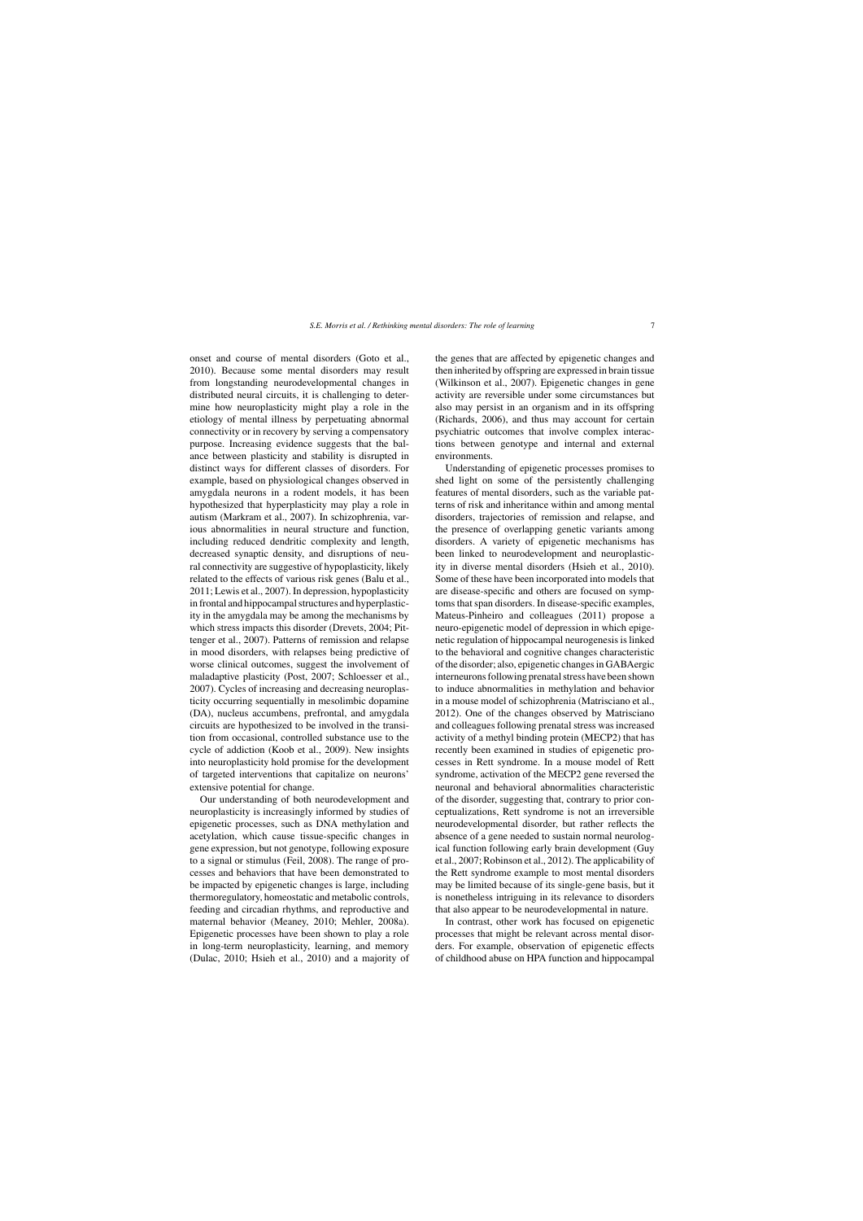onset and course of mental disorders (Goto et al., 2010). Because some mental disorders may result from longstanding neurodevelopmental changes in distributed neural circuits, it is challenging to determine how neuroplasticity might play a role in the etiology of mental illness by perpetuating abnormal connectivity or in recovery by serving a compensatory purpose. Increasing evidence suggests that the balance between plasticity and stability is disrupted in distinct ways for different classes of disorders. For example, based on physiological changes observed in amygdala neurons in a rodent models, it has been hypothesized that hyperplasticity may play a role in autism (Markram et al., 2007). In schizophrenia, various abnormalities in neural structure and function, including reduced dendritic complexity and length, decreased synaptic density, and disruptions of neural connectivity are suggestive of hypoplasticity, likely related to the effects of various risk genes (Balu et al., 2011; Lewis et al., 2007). In depression, hypoplasticity in frontal and hippocampal structures and hyperplasticity in the amygdala may be among the mechanisms by which stress impacts this disorder (Drevets, 2004; Pittenger et al., 2007). Patterns of remission and relapse in mood disorders, with relapses being predictive of worse clinical outcomes, suggest the involvement of maladaptive plasticity (Post, 2007; Schloesser et al., 2007). Cycles of increasing and decreasing neuroplasticity occurring sequentially in mesolimbic dopamine (DA), nucleus accumbens, prefrontal, and amygdala circuits are hypothesized to be involved in the transition from occasional, controlled substance use to the cycle of addiction (Koob et al., 2009). New insights into neuroplasticity hold promise for the development of targeted interventions that capitalize on neurons' extensive potential for change.

Our understanding of both neurodevelopment and neuroplasticity is increasingly informed by studies of epigenetic processes, such as DNA methylation and acetylation, which cause tissue-specific changes in gene expression, but not genotype, following exposure to a signal or stimulus (Feil, 2008). The range of processes and behaviors that have been demonstrated to be impacted by epigenetic changes is large, including thermoregulatory, homeostatic and metabolic controls, feeding and circadian rhythms, and reproductive and maternal behavior (Meaney, 2010; Mehler, 2008a). Epigenetic processes have been shown to play a role in long-term neuroplasticity, learning, and memory (Dulac, 2010; Hsieh et al., 2010) and a majority of the genes that are affected by epigenetic changes and then inherited by offspring are expressed in brain tissue (Wilkinson et al., 2007). Epigenetic changes in gene activity are reversible under some circumstances but also may persist in an organism and in its offspring (Richards, 2006), and thus may account for certain psychiatric outcomes that involve complex interactions between genotype and internal and external environments.

Understanding of epigenetic processes promises to shed light on some of the persistently challenging features of mental disorders, such as the variable patterns of risk and inheritance within and among mental disorders, trajectories of remission and relapse, and the presence of overlapping genetic variants among disorders. A variety of epigenetic mechanisms has been linked to neurodevelopment and neuroplasticity in diverse mental disorders (Hsieh et al., 2010). Some of these have been incorporated into models that are disease-specific and others are focused on symptoms that span disorders. In disease-specific examples, Mateus-Pinheiro and colleagues (2011) propose a neuro-epigenetic model of depression in which epigenetic regulation of hippocampal neurogenesis is linked to the behavioral and cognitive changes characteristic of the disorder; also, epigenetic changes in GABAergic interneurons following prenatal stress have been shown to induce abnormalities in methylation and behavior in a mouse model of schizophrenia (Matrisciano et al., 2012). One of the changes observed by Matrisciano and colleagues following prenatal stress was increased activity of a methyl binding protein (MECP2) that has recently been examined in studies of epigenetic processes in Rett syndrome. In a mouse model of Rett syndrome, activation of the MECP2 gene reversed the neuronal and behavioral abnormalities characteristic of the disorder, suggesting that, contrary to prior conceptualizations, Rett syndrome is not an irreversible neurodevelopmental disorder, but rather reflects the absence of a gene needed to sustain normal neurological function following early brain development (Guy et al., 2007; Robinson et al., 2012). The applicability of the Rett syndrome example to most mental disorders may be limited because of its single-gene basis, but it is nonetheless intriguing in its relevance to disorders that also appear to be neurodevelopmental in nature.

In contrast, other work has focused on epigenetic processes that might be relevant across mental disorders. For example, observation of epigenetic effects of childhood abuse on HPA function and hippocampal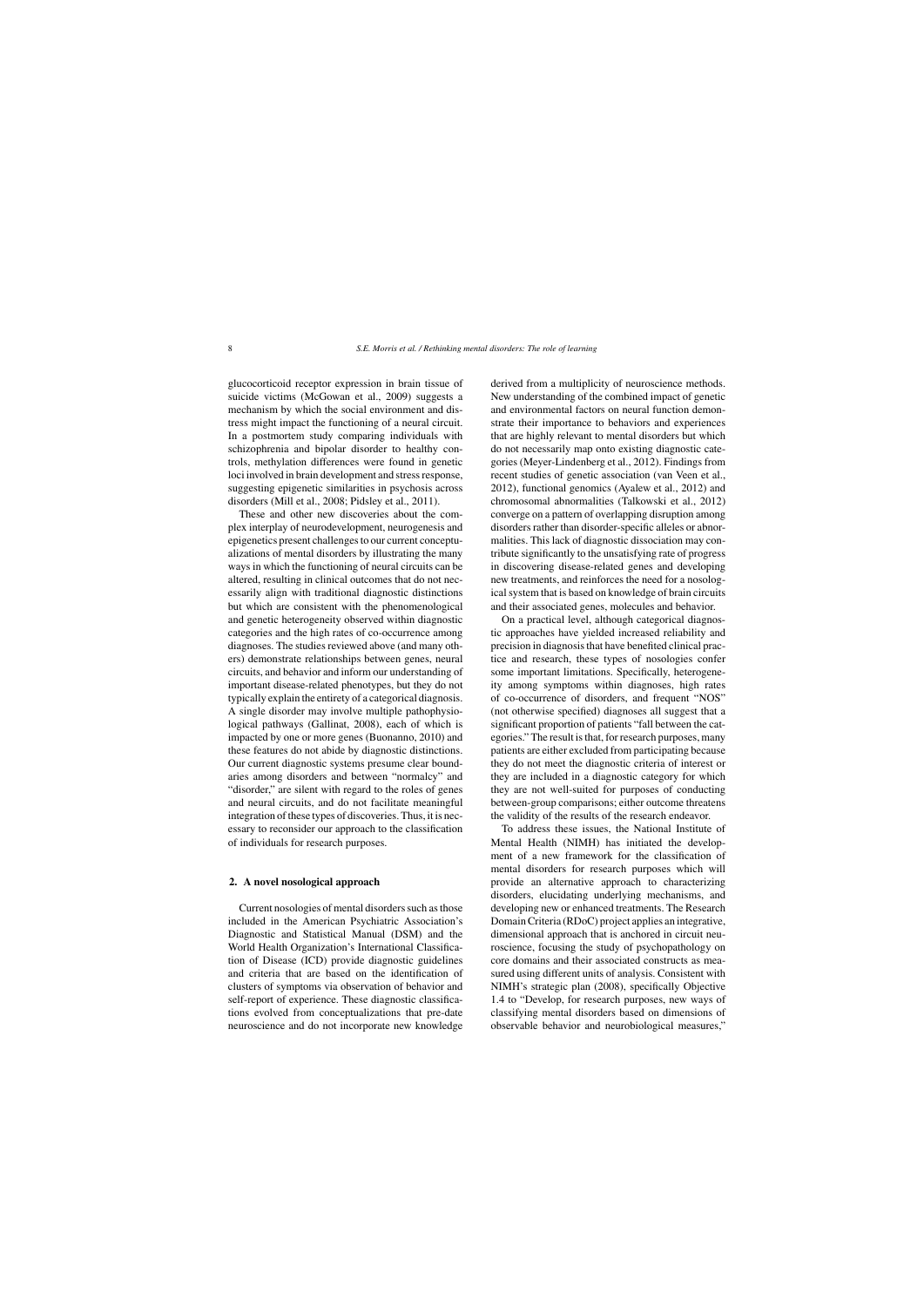glucocorticoid receptor expression in brain tissue of suicide victims (McGowan et al., 2009) suggests a mechanism by which the social environment and distress might impact the functioning of a neural circuit. In a postmortem study comparing individuals with schizophrenia and bipolar disorder to healthy controls, methylation differences were found in genetic loci involved in brain development and stress response, suggesting epigenetic similarities in psychosis across disorders (Mill et al., 2008; Pidsley et al., 2011).

These and other new discoveries about the complex interplay of neurodevelopment, neurogenesis and epigenetics present challenges to our current conceptualizations of mental disorders by illustrating the many ways in which the functioning of neural circuits can be altered, resulting in clinical outcomes that do not necessarily align with traditional diagnostic distinctions but which are consistent with the phenomenological and genetic heterogeneity observed within diagnostic categories and the high rates of co-occurrence among diagnoses. The studies reviewed above (and many others) demonstrate relationships between genes, neural circuits, and behavior and inform our understanding of important disease-related phenotypes, but they do not typically explain the entirety of a categorical diagnosis. A single disorder may involve multiple pathophysiological pathways (Gallinat, 2008), each of which is impacted by one or more genes (Buonanno, 2010) and these features do not abide by diagnostic distinctions. Our current diagnostic systems presume clear boundaries among disorders and between "normalcy" and "disorder," are silent with regard to the roles of genes and neural circuits, and do not facilitate meaningful integration of these types of discoveries. Thus, it is necessary to reconsider our approach to the classification of individuals for research purposes.

## 2. A novel nosological approach

Current nosologies of mental disorders such as those included in the American Psychiatric Association's Diagnostic and Statistical Manual (DSM) and the World Health Organization's International Classification of Disease (ICD) provide diagnostic guidelines and criteria that are based on the identification of clusters of symptoms via observation of behavior and self-report of experience. These diagnostic classifications evolved from conceptualizations that pre-date neuroscience and do not incorporate new knowledge derived from a multiplicity of neuroscience methods. New understanding of the combined impact of genetic and environmental factors on neural function demonstrate their importance to behaviors and experiences that are highly relevant to mental disorders but which do not necessarily map onto existing diagnostic categories (Meyer-Lindenberg et al., 2012). Findings from recent studies of genetic association (van Veen et al., 2012), functional genomics (Ayalew et al., 2012) and chromosomal abnormalities (Talkowski et al., 2012) converge on a pattern of overlapping disruption among disorders rather than disorder-specific alleles or abnormalities. This lack of diagnostic dissociation may contribute significantly to the unsatisfying rate of progress in discovering disease-related genes and developing new treatments, and reinforces the need for a nosological system that is based on knowledge of brain circuits and their associated genes, molecules and behavior.

On a practical level, although categorical diagnostic approaches have yielded increased reliability and precision in diagnosis that have benefited clinical practice and research, these types of nosologies confer some important limitations. Specifically, heterogeneity among symptoms within diagnoses, high rates of co-occurrence of disorders, and frequent "NOS" (not otherwise specified) diagnoses all suggest that a significant proportion of patients "fall between the categories." The result is that, for research purposes, many patients are either excluded from participating because they do not meet the diagnostic criteria of interest or they are included in a diagnostic category for which they are not well-suited for purposes of conducting between-group comparisons; either outcome threatens the validity of the results of the research endeavor.

To address these issues, the National Institute of Mental Health (NIMH) has initiated the development of a new framework for the classification of mental disorders for research purposes which will provide an alternative approach to characterizing disorders, elucidating underlying mechanisms, and developing new or enhanced treatments. The Research Domain Criteria (RDoC) project applies an integrative, dimensional approach that is anchored in circuit neuroscience, focusing the study of psychopathology on core domains and their associated constructs as measured using different units of analysis. Consistent with NIMH's strategic plan (2008), specifically Objective 1.4 to "Develop, for research purposes, new ways of classifying mental disorders based on dimensions of observable behavior and neurobiological measures,"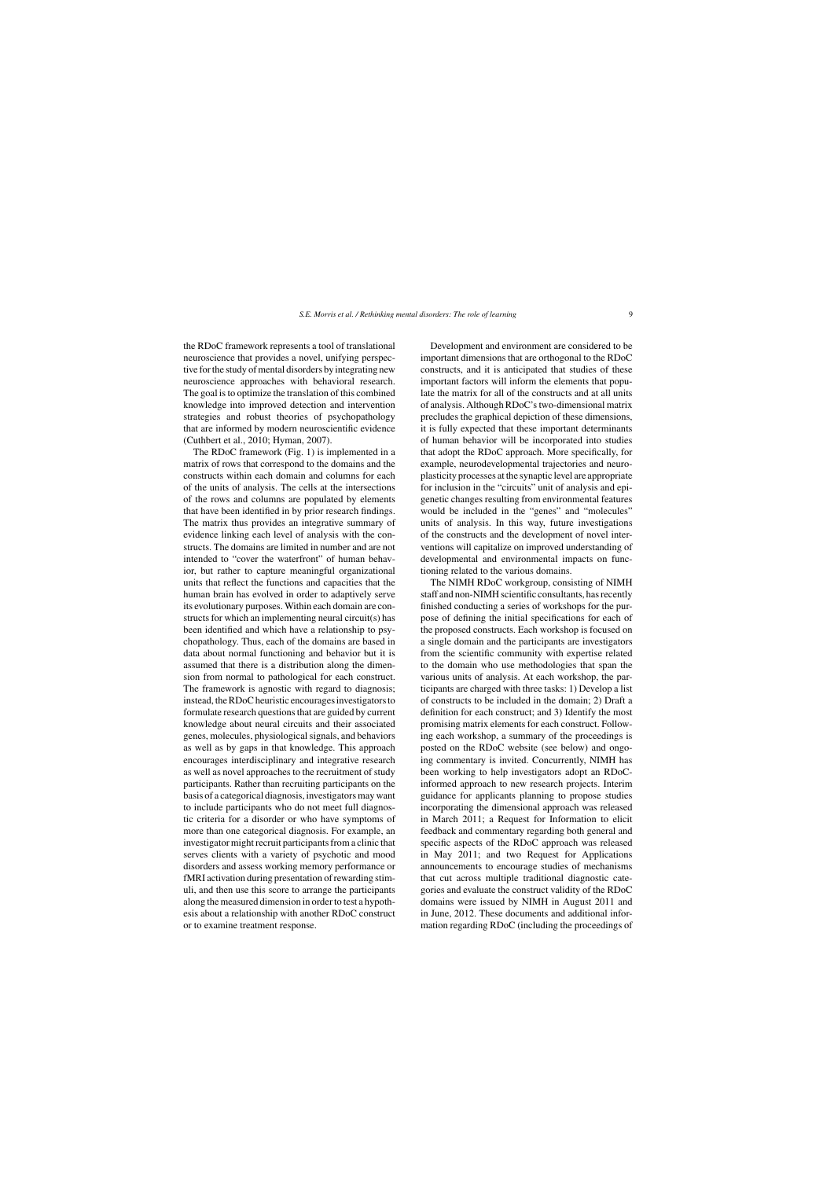the RDoC framework represents a tool of translational neuroscience that provides a novel, unifying perspective for the study of mental disorders by integrating new neuroscience approaches with behavioral research. The goal is to optimize the translation of this combined knowledge into improved detection and intervention strategies and robust theories of psychopathology that are informed by modern neuroscientific evidence (Cuthbert et al., 2010; Hyman, 2007).

The RDoC framework (Fig. 1) is implemented in a matrix of rows that correspond to the domains and the constructs within each domain and columns for each of the units of analysis. The cells at the intersections of the rows and columns are populated by elements that have been identified in by prior research findings. The matrix thus provides an integrative summary of evidence linking each level of analysis with the constructs. The domains are limited in number and are not intended to "cover the waterfront" of human behavior, but rather to capture meaningful organizational units that reflect the functions and capacities that the human brain has evolved in order to adaptively serve its evolutionary purposes. Within each domain are constructs for which an implementing neural circuit(s) has been identified and which have a relationship to psychopathology. Thus, each of the domains are based in data about normal functioning and behavior but it is assumed that there is a distribution along the dimension from normal to pathological for each construct. The framework is agnostic with regard to diagnosis; instead, the RDoC heuristic encourages investigators to formulate research questions that are guided by current knowledge about neural circuits and their associated genes, molecules, physiological signals, and behaviors as well as by gaps in that knowledge. This approach encourages interdisciplinary and integrative research as well as novel approaches to the recruitment of study participants. Rather than recruiting participants on the basis of a categorical diagnosis, investigators may want to include participants who do not meet full diagnostic criteria for a disorder or who have symptoms of more than one categorical diagnosis. For example, an investigator might recruit participants from a clinic that serves clients with a variety of psychotic and mood disorders and assess working memory performance or fMRI activation during presentation of rewarding stimuli, and then use this score to arrange the participants along the measured dimension in order to test a hypothesis about a relationship with another RDoC construct or to examine treatment response.

Development and environment are considered to be important dimensions that are orthogonal to the RDoC constructs, and it is anticipated that studies of these important factors will inform the elements that populate the matrix for all of the constructs and at all units of analysis. Although RDoC's two-dimensional matrix precludes the graphical depiction of these dimensions, it is fully expected that these important determinants of human behavior will be incorporated into studies that adopt the RDoC approach. More specifically, for example, neurodevelopmental trajectories and neuroplasticity processes at the synaptic level are appropriate for inclusion in the "circuits" unit of analysis and epigenetic changes resulting from environmental features would be included in the "genes" and "molecules" units of analysis. In this way, future investigations of the constructs and the development of novel interventions will capitalize on improved understanding of developmental and environmental impacts on functioning related to the various domains.

The NIMH RDoC workgroup, consisting of NIMH staff and non-NIMH scientific consultants, has recently finished conducting a series of workshops for the purpose of defining the initial specifications for each of the proposed constructs. Each workshop is focused on a single domain and the participants are investigators from the scientific community with expertise related to the domain who use methodologies that span the various units of analysis. At each workshop, the participants are charged with three tasks: 1) Develop a list of constructs to be included in the domain; 2) Draft a definition for each construct; and 3) Identify the most promising matrix elements for each construct. Following each workshop, a summary of the proceedings is posted on the RDoC website (see below) and ongoing commentary is invited. Concurrently, NIMH has been working to help investigators adopt an RDoC-informed approach to new research projects. Interim guidance for applicants planning to propose studies incorporating the dimensional approach was released in March 2011; a Request for Information to elicit feedback and commentary regarding both general and specific aspects of the RDoC approach was released in May 2011; and two Request for Applications announcements to encourage studies of mechanisms that cut across multiple traditional diagnostic categories and evaluate the construct validity of the RDoC domains were issued by NIMH in August 2011 and in June, 2012. These documents and additional information regarding RDoC (including the proceedings of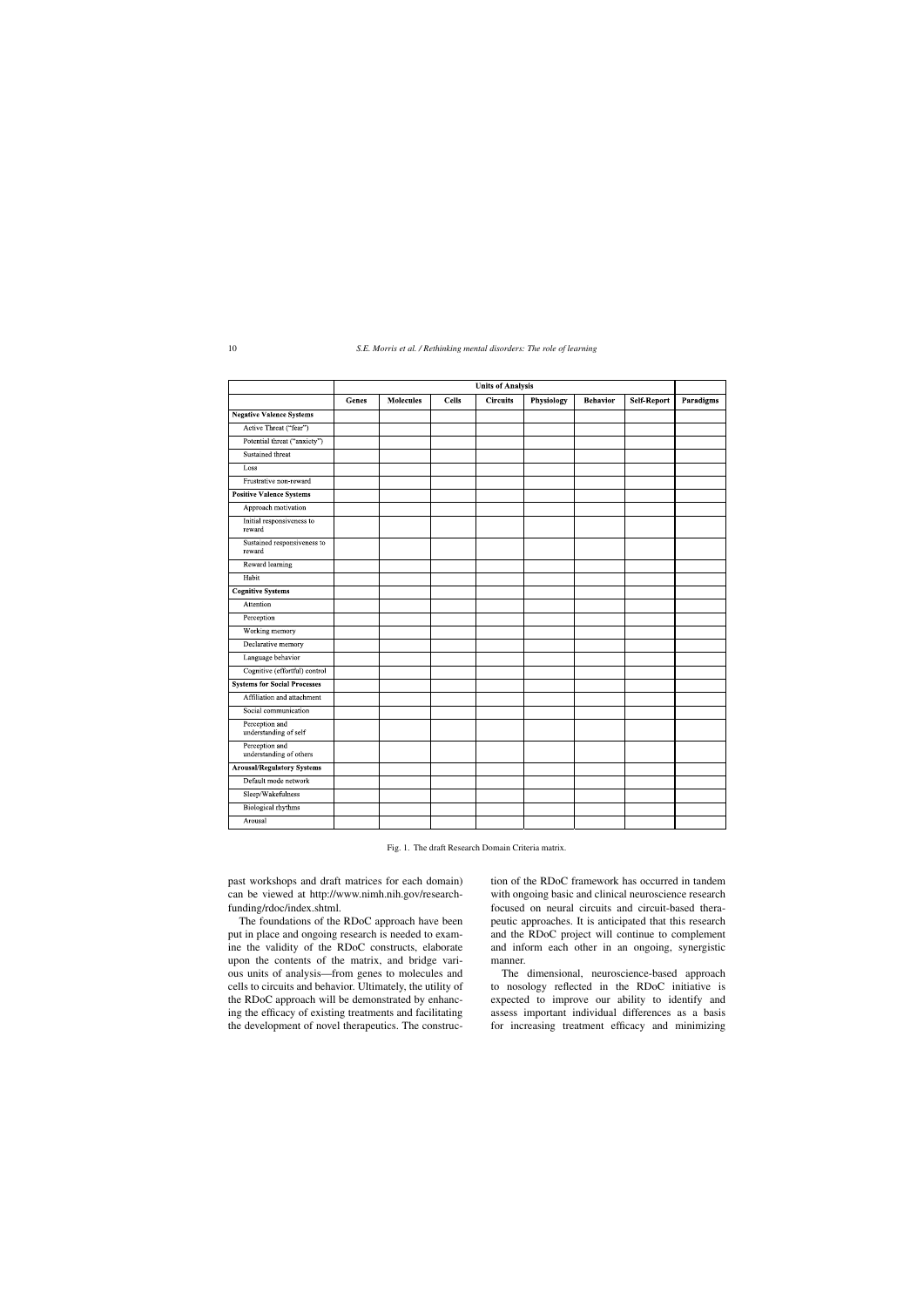| | Units of Analysis | | | | | | | |
|---|---|---|---|---|---|---|---|---|
| | Genes | Molecules | Cells | Circuits | Physiology | Behavior | Self-Report | Paradigms |
| **Negative Valence Systems** | | | | | | | | |
| Active Threat ("fear") | | | | | | | | |
| Potential threat ("anxiety") | | | | | | | | |
| Sustained threat | | | | | | | | |
| Loss | | | | | | | | |
| Frustrative non-reward | | | | | | | | |
| **Positive Valence Systems** | | | | | | | | |
| Approach motivation | | | | | | | | |
| Initial responsiveness to reward | | | | | | | | |
| Sustained responsiveness to reward | | | | | | | | |
| Reward learning | | | | | | | | |
| Habit | | | | | | | | |
| **Cognitive Systems** | | | | | | | | |
| Attention | | | | | | | | |
| Perception | | | | | | | | |
| Working memory | | | | | | | | |
| Declarative memory | | | | | | | | |
| Language behavior | | | | | | | | |
| Cognitive (effortful) control | | | | | | | | |
| **Systems for Social Processes** | | | | | | | | |
| Affiliation and attachment | | | | | | | | |
| Social communication | | | | | | | | |
| Perception and understanding of self | | | | | | | | |
| Perception and understanding of others | | | | | | | | |
| **Arousal/Regulatory Systems** | | | | | | | | |
| Default mode network | | | | | | | | |
| Sleep/Wakefulness | | | | | | | | |
| Biological rhythms | | | | | | | | |
| Arousal | | | | | | | | |

Fig. 1. The draft Research Domain Criteria matrix.

past workshops and draft matrices for each domain) can be viewed at http://www.nimh.nih.gov/research-funding/rdoc/index.shtml.

The foundations of the RDoC approach have been put in place and ongoing research is needed to examine the validity of the RDoC constructs, elaborate upon the contents of the matrix, and bridge various units of analysis—from genes to molecules and cells to circuits and behavior. Ultimately, the utility of the RDoC approach will be demonstrated by enhancing the efficacy of existing treatments and facilitating the development of novel therapeutics. The construction of the RDoC framework has occurred in tandem with ongoing basic and clinical neuroscience research focused on neural circuits and circuit-based therapeutic approaches. It is anticipated that this research and the RDoC project will continue to complement and inform each other in an ongoing, synergistic manner.

The dimensional, neuroscience-based approach to nosology reflected in the RDoC initiative is expected to improve our ability to identify and assess important individual differences as a basis for increasing treatment efficacy and minimizing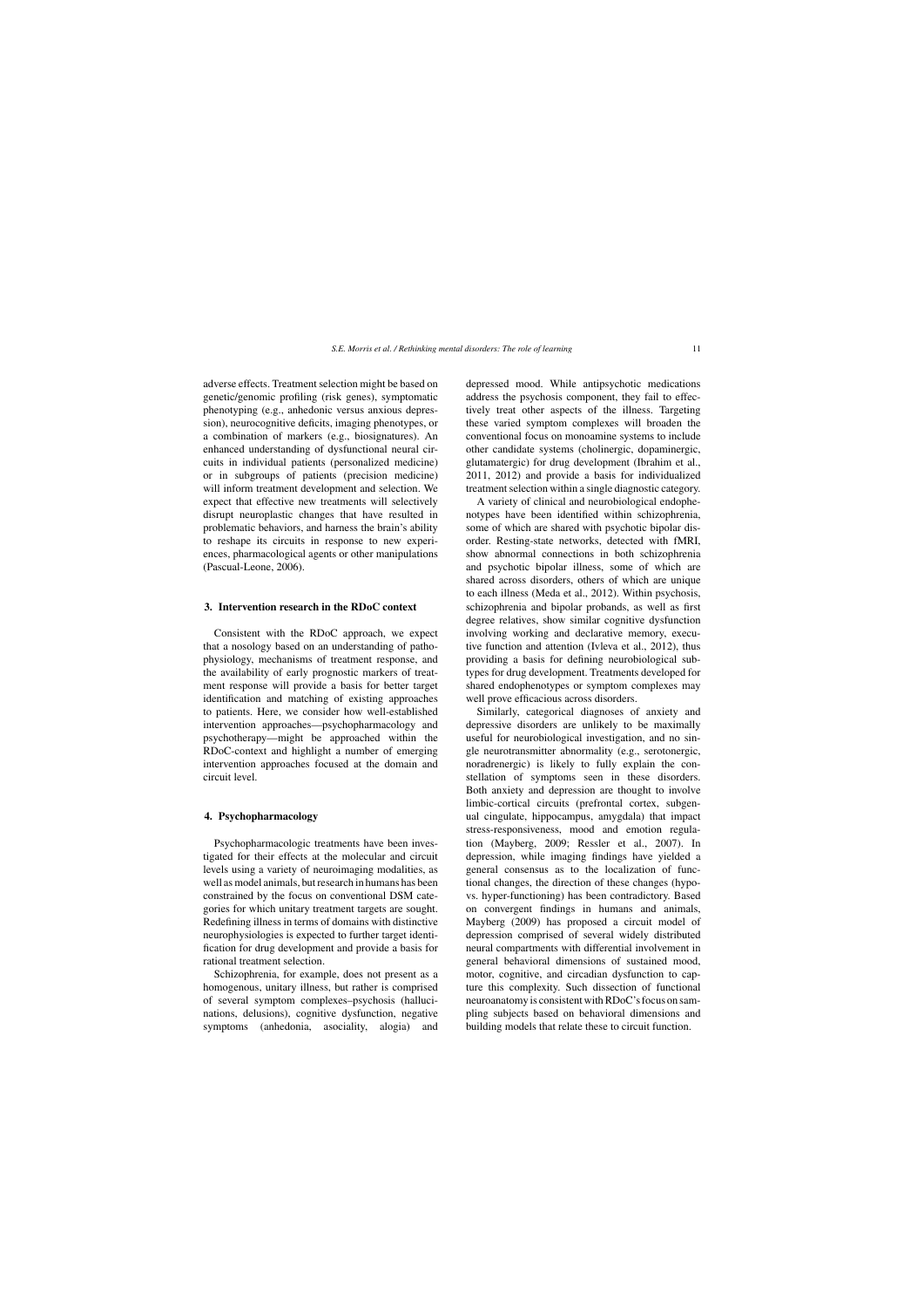adverse effects. Treatment selection might be based on genetic/genomic profiling (risk genes), symptomatic phenotyping (e.g., anhedonic versus anxious depression), neurocognitive deficits, imaging phenotypes, or a combination of markers (e.g., biosignatures). An enhanced understanding of dysfunctional neural circuits in individual patients (personalized medicine) or in subgroups of patients (precision medicine) will inform treatment development and selection. We expect that effective new treatments will selectively disrupt neuroplastic changes that have resulted in problematic behaviors, and harness the brain's ability to reshape its circuits in response to new experiences, pharmacological agents or other manipulations (Pascual-Leone, 2006).

## 3. Intervention research in the RDoC context

Consistent with the RDoC approach, we expect that a nosology based on an understanding of pathophysiology, mechanisms of treatment response, and the availability of early prognostic markers of treatment response will provide a basis for better target identification and matching of existing approaches to patients. Here, we consider how well-established intervention approaches—psychopharmacology and psychotherapy—might be approached within the RDoC-context and highlight a number of emerging intervention approaches focused at the domain and circuit level.

## 4. Psychopharmacology

Psychopharmacologic treatments have been investigated for their effects at the molecular and circuit levels using a variety of neuroimaging modalities, as well as model animals, but research in humans has been constrained by the focus on conventional DSM categories for which unitary treatment targets are sought. Redefining illness in terms of domains with distinctive neurophysiologies is expected to further target identification for drug development and provide a basis for rational treatment selection.

Schizophrenia, for example, does not present as a homogenous, unitary illness, but rather is comprised of several symptom complexes–psychosis (hallucinations, delusions), cognitive dysfunction, negative symptoms (anhedonia, asociality, alogia) and depressed mood. While antipsychotic medications address the psychosis component, they fail to effectively treat other aspects of the illness. Targeting these varied symptom complexes will broaden the conventional focus on monoamine systems to include other candidate systems (cholinergic, dopaminergic, glutamatergic) for drug development (Ibrahim et al., 2011, 2012) and provide a basis for individualized treatment selection within a single diagnostic category.

A variety of clinical and neurobiological endophenotypes have been identified within schizophrenia, some of which are shared with psychotic bipolar disorder. Resting-state networks, detected with fMRI, show abnormal connections in both schizophrenia and psychotic bipolar illness, some of which are shared across disorders, others of which are unique to each illness (Meda et al., 2012). Within psychosis, schizophrenia and bipolar probands, as well as first degree relatives, show similar cognitive dysfunction involving working and declarative memory, executive function and attention (Ivleva et al., 2012), thus providing a basis for defining neurobiological subtypes for drug development. Treatments developed for shared endophenotypes or symptom complexes may well prove efficacious across disorders.

Similarly, categorical diagnoses of anxiety and depressive disorders are unlikely to be maximally useful for neurobiological investigation, and no single neurotransmitter abnormality (e.g., serotonergic, noradrenergic) is likely to fully explain the constellation of symptoms seen in these disorders. Both anxiety and depression are thought to involve limbic-cortical circuits (prefrontal cortex, subgenual cingulate, hippocampus, amygdala) that impact stress-responsiveness, mood and emotion regulation (Mayberg, 2009; Ressler et al., 2007). In depression, while imaging findings have yielded a general consensus as to the localization of functional changes, the direction of these changes (hypo- vs. hyper-functioning) has been contradictory. Based on convergent findings in humans and animals, Mayberg (2009) has proposed a circuit model of depression comprised of several widely distributed neural compartments with differential involvement in general behavioral dimensions of sustained mood, motor, cognitive, and circadian dysfunction to capture this complexity. Such dissection of functional neuroanatomy is consistent with RDoC's focus on sampling subjects based on behavioral dimensions and building models that relate these to circuit function.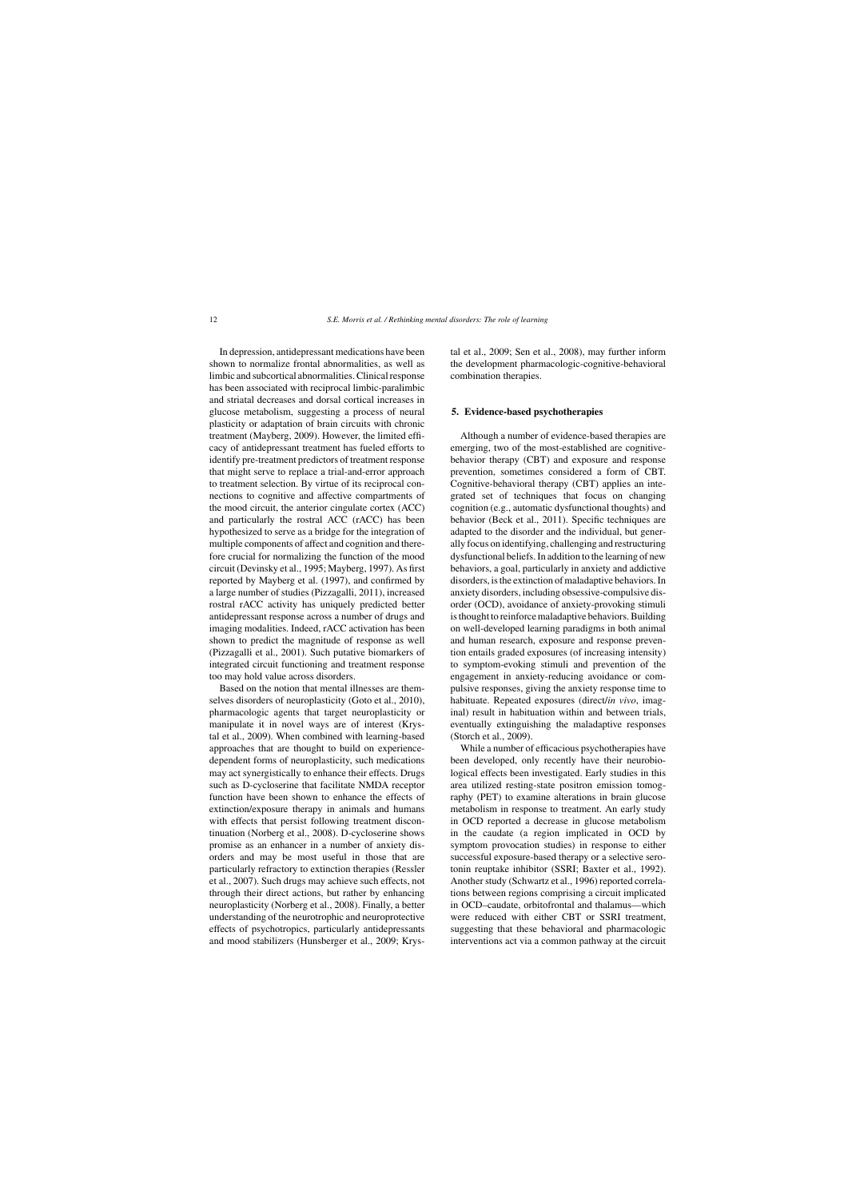In depression, antidepressant medications have been shown to normalize frontal abnormalities, as well as limbic and subcortical abnormalities. Clinical response has been associated with reciprocal limbic-paralimbic and striatal decreases and dorsal cortical increases in glucose metabolism, suggesting a process of neural plasticity or adaptation of brain circuits with chronic treatment (Mayberg, 2009). However, the limited efficacy of antidepressant treatment has fueled efforts to identify pre-treatment predictors of treatment response that might serve to replace a trial-and-error approach to treatment selection. By virtue of its reciprocal connections to cognitive and affective compartments of the mood circuit, the anterior cingulate cortex (ACC) and particularly the rostral ACC (rACC) has been hypothesized to serve as a bridge for the integration of multiple components of affect and cognition and therefore crucial for normalizing the function of the mood circuit (Devinsky et al., 1995; Mayberg, 1997). As first reported by Mayberg et al. (1997), and confirmed by a large number of studies (Pizzagalli, 2011), increased rostral rACC activity has uniquely predicted better antidepressant response across a number of drugs and imaging modalities. Indeed, rACC activation has been shown to predict the magnitude of response as well (Pizzagalli et al., 2001). Such putative biomarkers of integrated circuit functioning and treatment response too may hold value across disorders.

Based on the notion that mental illnesses are themselves disorders of neuroplasticity (Goto et al., 2010), pharmacologic agents that target neuroplasticity or manipulate it in novel ways are of interest (Krystal et al., 2009). When combined with learning-based approaches that are thought to build on experience-dependent forms of neuroplasticity, such medications may act synergistically to enhance their effects. Drugs such as D-cycloserine that facilitate NMDA receptor function have been shown to enhance the effects of extinction/exposure therapy in animals and humans with effects that persist following treatment discontinuation (Norberg et al., 2008). D-cycloserine shows promise as an enhancer in a number of anxiety disorders and may be most useful in those that are particularly refractory to extinction therapies (Ressler et al., 2007). Such drugs may achieve such effects, not through their direct actions, but rather by enhancing neuroplasticity (Norberg et al., 2008). Finally, a better understanding of the neurotrophic and neuroprotective effects of psychotropics, particularly antidepressants and mood stabilizers (Hunsberger et al., 2009; Krystal et al., 2009; Sen et al., 2008), may further inform the development pharmacologic-cognitive-behavioral combination therapies.

## 5. Evidence-based psychotherapies

Although a number of evidence-based therapies are emerging, two of the most-established are cognitive-behavior therapy (CBT) and exposure and response prevention, sometimes considered a form of CBT. Cognitive-behavioral therapy (CBT) applies an integrated set of techniques that focus on changing cognition (e.g., automatic dysfunctional thoughts) and behavior (Beck et al., 2011). Specific techniques are adapted to the disorder and the individual, but generally focus on identifying, challenging and restructuring dysfunctional beliefs. In addition to the learning of new behaviors, a goal, particularly in anxiety and addictive disorders, is the extinction of maladaptive behaviors. In anxiety disorders, including obsessive-compulsive disorder (OCD), avoidance of anxiety-provoking stimuli is thought to reinforce maladaptive behaviors. Building on well-developed learning paradigms in both animal and human research, exposure and response prevention entails graded exposures (of increasing intensity) to symptom-evoking stimuli and prevention of the engagement in anxiety-reducing avoidance or compulsive responses, giving the anxiety response time to habituate. Repeated exposures (direct/*in vivo*, imaginal) result in habituation within and between trials, eventually extinguishing the maladaptive responses (Storch et al., 2009).

While a number of efficacious psychotherapies have been developed, only recently have their neurobiological effects been investigated. Early studies in this area utilized resting-state positron emission tomography (PET) to examine alterations in brain glucose metabolism in response to treatment. An early study in OCD reported a decrease in glucose metabolism in the caudate (a region implicated in OCD by symptom provocation studies) in response to either successful exposure-based therapy or a selective serotonin reuptake inhibitor (SSRI; Baxter et al., 1992). Another study (Schwartz et al., 1996) reported correlations between regions comprising a circuit implicated in OCD–caudate, orbitofrontal and thalamus—which were reduced with either CBT or SSRI treatment, suggesting that these behavioral and pharmacologic interventions act via a common pathway at the circuit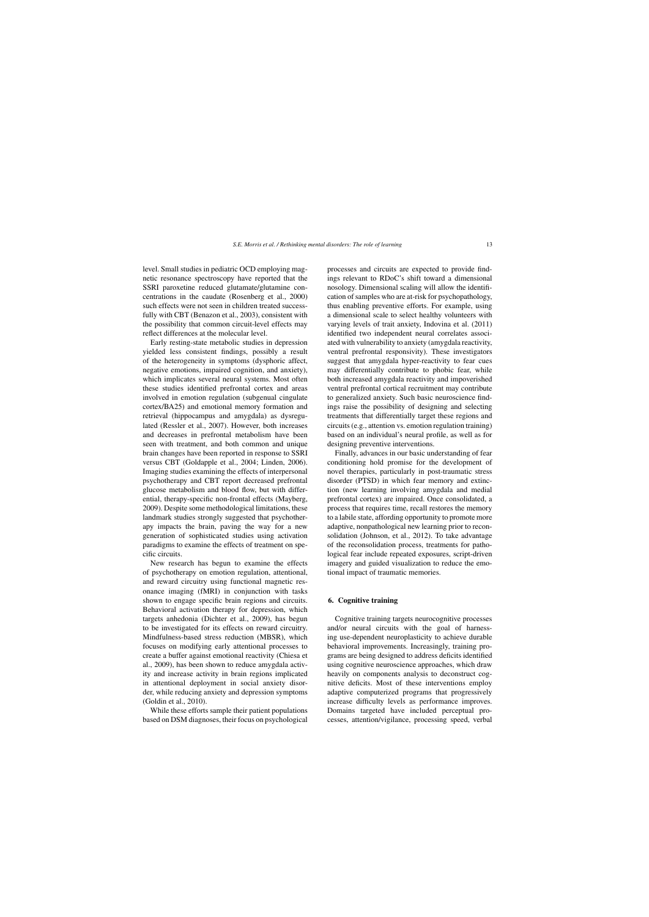level. Small studies in pediatric OCD employing magnetic resonance spectroscopy have reported that the SSRI paroxetine reduced glutamate/glutamine concentrations in the caudate (Rosenberg et al., 2000) such effects were not seen in children treated successfully with CBT (Benazon et al., 2003), consistent with the possibility that common circuit-level effects may reflect differences at the molecular level.

Early resting-state metabolic studies in depression yielded less consistent findings, possibly a result of the heterogeneity in symptoms (dysphoric affect, negative emotions, impaired cognition, and anxiety), which implicates several neural systems. Most often these studies identified prefrontal cortex and areas involved in emotion regulation (subgenual cingulate cortex/BA25) and emotional memory formation and retrieval (hippocampus and amygdala) as dysregulated (Ressler et al., 2007). However, both increases and decreases in prefrontal metabolism have been seen with treatment, and both common and unique brain changes have been reported in response to SSRI versus CBT (Goldapple et al., 2004; Linden, 2006). Imaging studies examining the effects of interpersonal psychotherapy and CBT report decreased prefrontal glucose metabolism and blood flow, but with differential, therapy-specific non-frontal effects (Mayberg, 2009). Despite some methodological limitations, these landmark studies strongly suggested that psychotherapy impacts the brain, paving the way for a new generation of sophisticated studies using activation paradigms to examine the effects of treatment on specific circuits.

New research has begun to examine the effects of psychotherapy on emotion regulation, attentional, and reward circuitry using functional magnetic resonance imaging (fMRI) in conjunction with tasks shown to engage specific brain regions and circuits. Behavioral activation therapy for depression, which targets anhedonia (Dichter et al., 2009), has begun to be investigated for its effects on reward circuitry. Mindfulness-based stress reduction (MBSR), which focuses on modifying early attentional processes to create a buffer against emotional reactivity (Chiesa et al., 2009), has been shown to reduce amygdala activity and increase activity in brain regions implicated in attentional deployment in social anxiety disorder, while reducing anxiety and depression symptoms (Goldin et al., 2010).

While these efforts sample their patient populations based on DSM diagnoses, their focus on psychological processes and circuits are expected to provide findings relevant to RDoC's shift toward a dimensional nosology. Dimensional scaling will allow the identification of samples who are at-risk for psychopathology, thus enabling preventive efforts. For example, using a dimensional scale to select healthy volunteers with varying levels of trait anxiety, Indovina et al. (2011) identified two independent neural correlates associated with vulnerability to anxiety (amygdala reactivity, ventral prefrontal responsivity). These investigators suggest that amygdala hyper-reactivity to fear cues may differentially contribute to phobic fear, while both increased amygdala reactivity and impoverished ventral prefrontal cortical recruitment may contribute to generalized anxiety. Such basic neuroscience findings raise the possibility of designing and selecting treatments that differentially target these regions and circuits (e.g., attention vs. emotion regulation training) based on an individual's neural profile, as well as for designing preventive interventions.

Finally, advances in our basic understanding of fear conditioning hold promise for the development of novel therapies, particularly in post-traumatic stress disorder (PTSD) in which fear memory and extinction (new learning involving amygdala and medial prefrontal cortex) are impaired. Once consolidated, a process that requires time, recall restores the memory to a labile state, affording opportunity to promote more adaptive, nonpathological new learning prior to reconsolidation (Johnson, et al., 2012). To take advantage of the reconsolidation process, treatments for pathological fear include repeated exposures, script-driven imagery and guided visualization to reduce the emotional impact of traumatic memories.

## 6. Cognitive training

Cognitive training targets neurocognitive processes and/or neural circuits with the goal of harnessing use-dependent neuroplasticity to achieve durable behavioral improvements. Increasingly, training programs are being designed to address deficits identified using cognitive neuroscience approaches, which draw heavily on components analysis to deconstruct cognitive deficits. Most of these interventions employ adaptive computerized programs that progressively increase difficulty levels as performance improves. Domains targeted have included perceptual processes, attention/vigilance, processing speed, verbal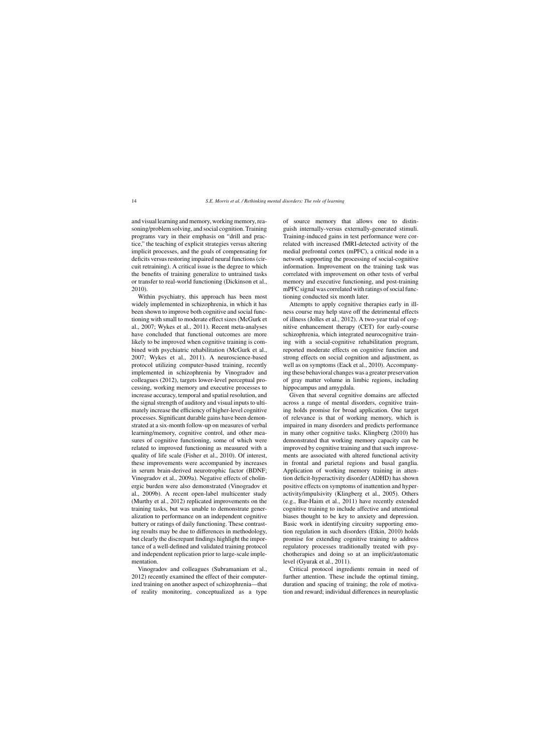and visual learning and memory, working memory, reasoning/problem solving, and social cognition. Training programs vary in their emphasis on "drill and practice," the teaching of explicit strategies versus altering implicit processes, and the goals of compensating for deficits versus restoring impaired neural functions (circuit retraining). A critical issue is the degree to which the benefits of training generalize to untrained tasks or transfer to real-world functioning (Dickinson et al., 2010).

Within psychiatry, this approach has been most widely implemented in schizophrenia, in which it has been shown to improve both cognitive and social functioning with small to moderate effect sizes (McGurk et al., 2007; Wykes et al., 2011). Recent meta-analyses have concluded that functional outcomes are more likely to be improved when cognitive training is combined with psychiatric rehabilitation (McGurk et al., 2007; Wykes et al., 2011). A neuroscience-based protocol utilizing computer-based training, recently implemented in schizophrenia by Vinogradov and colleagues (2012), targets lower-level perceptual processing, working memory and executive processes to increase accuracy, temporal and spatial resolution, and the signal strength of auditory and visual inputs to ultimately increase the efficiency of higher-level cognitive processes. Significant durable gains have been demonstrated at a six-month follow-up on measures of verbal learning/memory, cognitive control, and other measures of cognitive functioning, some of which were related to improved functioning as measured with a quality of life scale (Fisher et al., 2010). Of interest, these improvements were accompanied by increases in serum brain-derived neurotrophic factor (BDNF; Vinogradov et al., 2009a). Negative effects of cholinergic burden were also demonstrated (Vinogradov et al., 2009b). A recent open-label multicenter study (Murthy et al., 2012) replicated improvements on the training tasks, but was unable to demonstrate generalization to performance on an independent cognitive battery or ratings of daily functioning. These contrasting results may be due to differences in methodology, but clearly the discrepant findings highlight the importance of a well-defined and validated training protocol and independent replication prior to large-scale implementation.

Vinogradov and colleagues (Subramaniam et al., 2012) recently examined the effect of their computerized training on another aspect of schizophrenia—that of reality monitoring, conceptualized as a type of source memory that allows one to distinguish internally-versus externally-generated stimuli. Training-induced gains in test performance were correlated with increased fMRI-detected activity of the medial prefrontal cortex (mPFC), a critical node in a network supporting the processing of social-cognitive information. Improvement on the training task was correlated with improvement on other tests of verbal memory and executive functioning, and post-training mPFC signal was correlated with ratings of social functioning conducted six month later.

Attempts to apply cognitive therapies early in illness course may help stave off the detrimental effects of illness (Jolles et al., 2012). A two-year trial of cognitive enhancement therapy (CET) for early-course schizophrenia, which integrated neurocognitive training with a social-cognitive rehabilitation program, reported moderate effects on cognitive function and strong effects on social cognition and adjustment, as well as on symptoms (Eack et al., 2010). Accompanying these behavioral changes was a greater preservation of gray matter volume in limbic regions, including hippocampus and amygdala.

Given that several cognitive domains are affected across a range of mental disorders, cognitive training holds promise for broad application. One target of relevance is that of working memory, which is impaired in many disorders and predicts performance in many other cognitive tasks. Klingberg (2010) has demonstrated that working memory capacity can be improved by cognitive training and that such improvements are associated with altered functional activity in frontal and parietal regions and basal ganglia. Application of working memory training in attention deficit-hyperactivity disorder (ADHD) has shown positive effects on symptoms of inattention and hyperactivity/impulsivity (Klingberg et al., 2005). Others (e.g., Bar-Haim et al., 2011) have recently extended cognitive training to include affective and attentional biases thought to be key to anxiety and depression. Basic work in identifying circuitry supporting emotion regulation in such disorders (Etkin, 2010) holds promise for extending cognitive training to address regulatory processes traditionally treated with psychotherapies and doing so at an implicit/automatic level (Gyurak et al., 2011).

Critical protocol ingredients remain in need of further attention. These include the optimal timing, duration and spacing of training; the role of motivation and reward; individual differences in neuroplastic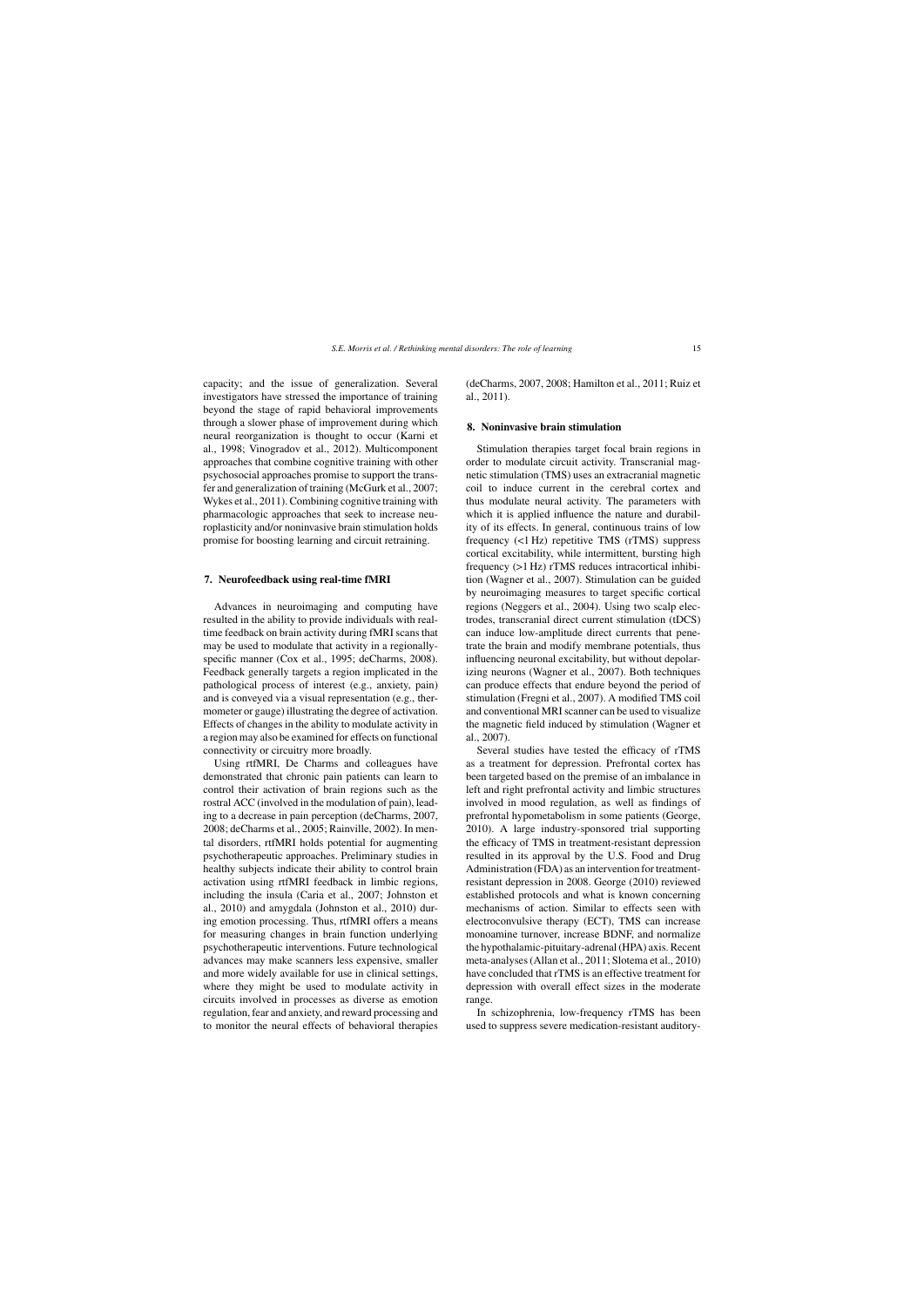capacity; and the issue of generalization. Several investigators have stressed the importance of training beyond the stage of rapid behavioral improvements through a slower phase of improvement during which neural reorganization is thought to occur (Karni et al., 1998; Vinogradov et al., 2012). Multicomponent approaches that combine cognitive training with other psychosocial approaches promise to support the transfer and generalization of training (McGurk et al., 2007; Wykes et al., 2011). Combining cognitive training with pharmacologic approaches that seek to increase neuroplasticity and/or noninvasive brain stimulation holds promise for boosting learning and circuit retraining.

## 7. Neurofeedback using real-time fMRI

Advances in neuroimaging and computing have resulted in the ability to provide individuals with real-time feedback on brain activity during fMRI scans that may be used to modulate that activity in a regionally-specific manner (Cox et al., 1995; deCharms, 2008). Feedback generally targets a region implicated in the pathological process of interest (e.g., anxiety, pain) and is conveyed via a visual representation (e.g., thermometer or gauge) illustrating the degree of activation. Effects of changes in the ability to modulate activity in a region may also be examined for effects on functional connectivity or circuitry more broadly.

Using rtfMRI, De Charms and colleagues have demonstrated that chronic pain patients can learn to control their activation of brain regions such as the rostral ACC (involved in the modulation of pain), leading to a decrease in pain perception (deCharms, 2007, 2008; deCharms et al., 2005; Rainville, 2002). In mental disorders, rtfMRI holds potential for augmenting psychotherapeutic approaches. Preliminary studies in healthy subjects indicate their ability to control brain activation using rtfMRI feedback in limbic regions, including the insula (Caria et al., 2007; Johnston et al., 2010) and amygdala (Johnston et al., 2010) during emotion processing. Thus, rtfMRI offers a means for measuring changes in brain function underlying psychotherapeutic interventions. Future technological advances may make scanners less expensive, smaller and more widely available for use in clinical settings, where they might be used to modulate activity in circuits involved in processes as diverse as emotion regulation, fear and anxiety, and reward processing and to monitor the neural effects of behavioral therapies (deCharms, 2007, 2008; Hamilton et al., 2011; Ruiz et al., 2011).

## 8. Noninvasive brain stimulation

Stimulation therapies target focal brain regions in order to modulate circuit activity. Transcranial magnetic stimulation (TMS) uses an extracranial magnetic coil to induce current in the cerebral cortex and thus modulate neural activity. The parameters with which it is applied influence the nature and durability of its effects. In general, continuous trains of low frequency (<1 Hz) repetitive TMS (rTMS) suppress cortical excitability, while intermittent, bursting high frequency (>1 Hz) rTMS reduces intracortical inhibition (Wagner et al., 2007). Stimulation can be guided by neuroimaging measures to target specific cortical regions (Neggers et al., 2004). Using two scalp electrodes, transcranial direct current stimulation (tDCS) can induce low-amplitude direct currents that penetrate the brain and modify membrane potentials, thus influencing neuronal excitability, but without depolarizing neurons (Wagner et al., 2007). Both techniques can produce effects that endure beyond the period of stimulation (Fregni et al., 2007). A modified TMS coil and conventional MRI scanner can be used to visualize the magnetic field induced by stimulation (Wagner et al., 2007).

Several studies have tested the efficacy of rTMS as a treatment for depression. Prefrontal cortex has been targeted based on the premise of an imbalance in left and right prefrontal activity and limbic structures involved in mood regulation, as well as findings of prefrontal hypometabolism in some patients (George, 2010). A large industry-sponsored trial supporting the efficacy of TMS in treatment-resistant depression resulted in its approval by the U.S. Food and Drug Administration (FDA) as an intervention for treatment-resistant depression in 2008. George (2010) reviewed established protocols and what is known concerning mechanisms of action. Similar to effects seen with electroconvulsive therapy (ECT), TMS can increase monoamine turnover, increase BDNF, and normalize the hypothalamic-pituitary-adrenal (HPA) axis. Recent meta-analyses (Allan et al., 2011; Slotema et al., 2010) have concluded that rTMS is an effective treatment for depression with overall effect sizes in the moderate range.

In schizophrenia, low-frequency rTMS has been used to suppress severe medication-resistant auditory-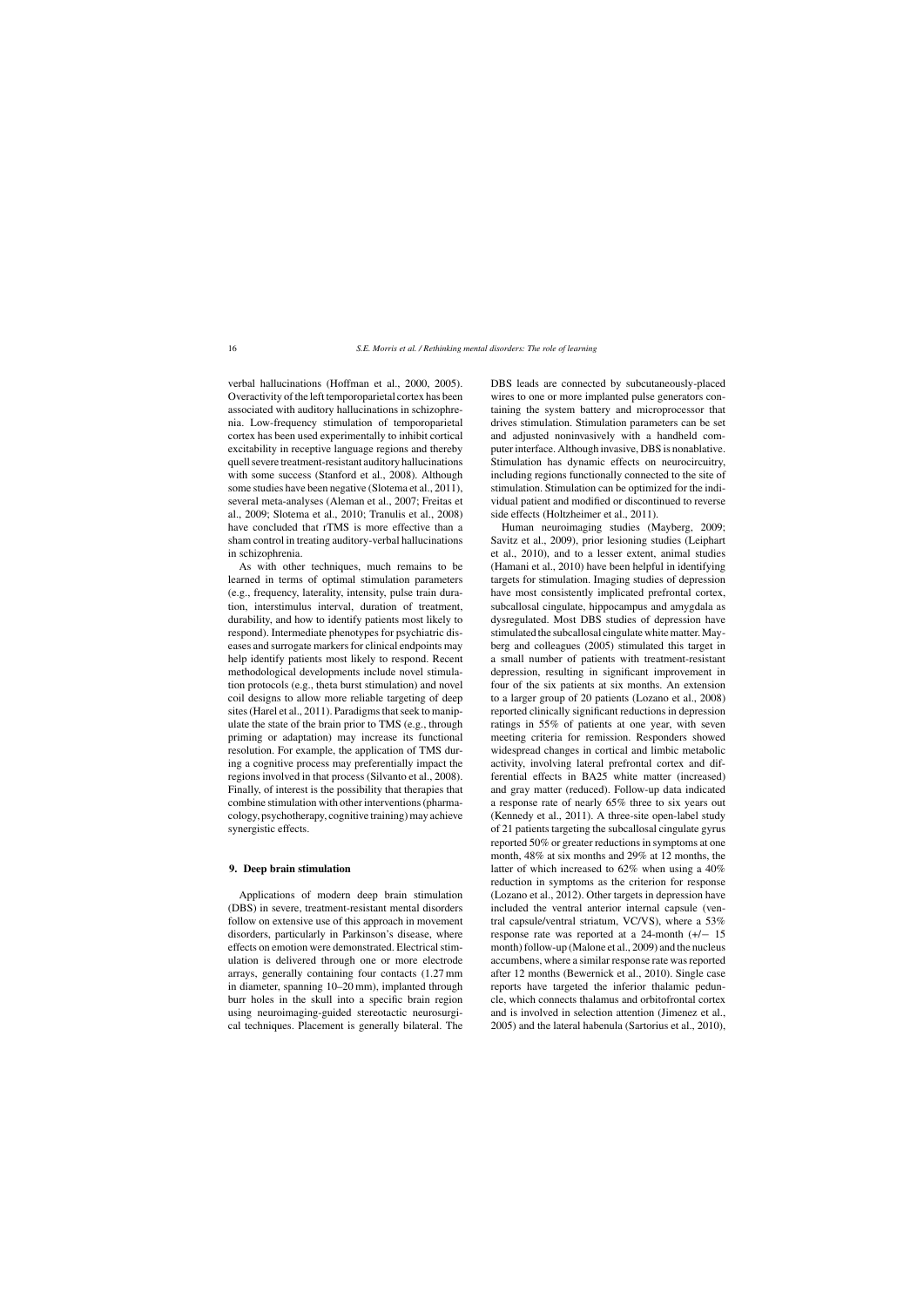verbal hallucinations (Hoffman et al., 2000, 2005). Overactivity of the left temporoparietal cortex has been associated with auditory hallucinations in schizophrenia. Low-frequency stimulation of temporoparietal cortex has been used experimentally to inhibit cortical excitability in receptive language regions and thereby quell severe treatment-resistant auditory hallucinations with some success (Stanford et al., 2008). Although some studies have been negative (Slotema et al., 2011), several meta-analyses (Aleman et al., 2007; Freitas et al., 2009; Slotema et al., 2010; Tranulis et al., 2008) have concluded that rTMS is more effective than a sham control in treating auditory-verbal hallucinations in schizophrenia.

As with other techniques, much remains to be learned in terms of optimal stimulation parameters (e.g., frequency, laterality, intensity, pulse train duration, interstimulus interval, duration of treatment, durability, and how to identify patients most likely to respond). Intermediate phenotypes for psychiatric diseases and surrogate markers for clinical endpoints may help identify patients most likely to respond. Recent methodological developments include novel stimulation protocols (e.g., theta burst stimulation) and novel coil designs to allow more reliable targeting of deep sites (Harel et al., 2011). Paradigms that seek to manipulate the state of the brain prior to TMS (e.g., through priming or adaptation) may increase its functional resolution. For example, the application of TMS during a cognitive process may preferentially impact the regions involved in that process (Silvanto et al., 2008). Finally, of interest is the possibility that therapies that combine stimulation with other interventions (pharmacology, psychotherapy, cognitive training) may achieve synergistic effects.

## 9. Deep brain stimulation

Applications of modern deep brain stimulation (DBS) in severe, treatment-resistant mental disorders follow on extensive use of this approach in movement disorders, particularly in Parkinson's disease, where effects on emotion were demonstrated. Electrical stimulation is delivered through one or more electrode arrays, generally containing four contacts (1.27 mm in diameter, spanning 10–20 mm), implanted through burr holes in the skull into a specific brain region using neuroimaging-guided stereotactic neurosurgical techniques. Placement is generally bilateral. The DBS leads are connected by subcutaneously-placed wires to one or more implanted pulse generators containing the system battery and microprocessor that drives stimulation. Stimulation parameters can be set and adjusted noninvasively with a handheld computer interface. Although invasive, DBS is nonablative. Stimulation has dynamic effects on neurocircuitry, including regions functionally connected to the site of stimulation. Stimulation can be optimized for the individual patient and modified or discontinued to reverse side effects (Holtzheimer et al., 2011).

Human neuroimaging studies (Mayberg, 2009; Savitz et al., 2009), prior lesioning studies (Leiphart et al., 2010), and to a lesser extent, animal studies (Hamani et al., 2010) have been helpful in identifying targets for stimulation. Imaging studies of depression have most consistently implicated prefrontal cortex, subcallosal cingulate, hippocampus and amygdala as dysregulated. Most DBS studies of depression have stimulated the subcallosal cingulate white matter. Mayberg and colleagues (2005) stimulated this target in a small number of patients with treatment-resistant depression, resulting in significant improvement in four of the six patients at six months. An extension to a larger group of 20 patients (Lozano et al., 2008) reported clinically significant reductions in depression ratings in 55% of patients at one year, with seven meeting criteria for remission. Responders showed widespread changes in cortical and limbic metabolic activity, involving lateral prefrontal cortex and differential effects in BA25 white matter (increased) and gray matter (reduced). Follow-up data indicated a response rate of nearly 65% three to six years out (Kennedy et al., 2011). A three-site open-label study of 21 patients targeting the subcallosal cingulate gyrus reported 50% or greater reductions in symptoms at one month, 48% at six months and 29% at 12 months, the latter of which increased to 62% when using a 40% reduction in symptoms as the criterion for response (Lozano et al., 2012). Other targets in depression have included the ventral anterior internal capsule (ventral capsule/ventral striatum, VC/VS), where a 53% response rate was reported at a 24-month (+/− 15 month) follow-up (Malone et al., 2009) and the nucleus accumbens, where a similar response rate was reported after 12 months (Bewernick et al., 2010). Single case reports have targeted the inferior thalamic peduncle, which connects thalamus and orbitofrontal cortex and is involved in selection attention (Jimenez et al., 2005) and the lateral habenula (Sartorius et al., 2010),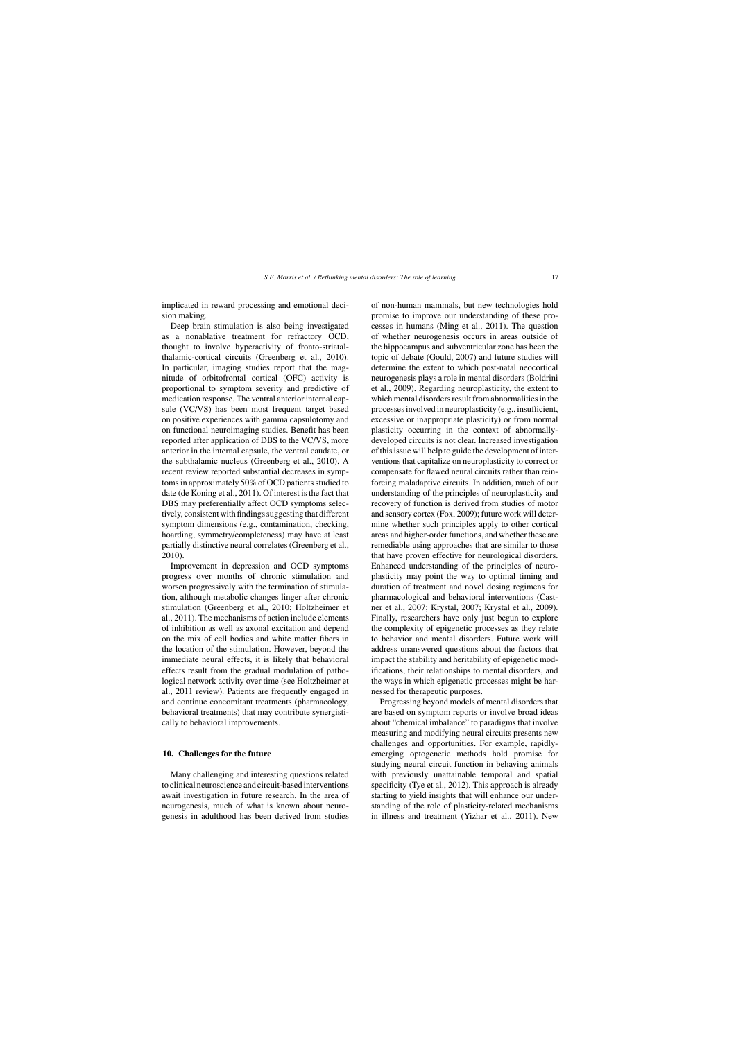implicated in reward processing and emotional decision making.

Deep brain stimulation is also being investigated as a nonablative treatment for refractory OCD, thought to involve hyperactivity of fronto-striatal-thalamic-cortical circuits (Greenberg et al., 2010). In particular, imaging studies report that the magnitude of orbitofrontal cortical (OFC) activity is proportional to symptom severity and predictive of medication response. The ventral anterior internal capsule (VC/VS) has been most frequent target based on positive experiences with gamma capsulotomy and on functional neuroimaging studies. Benefit has been reported after application of DBS to the VC/VS, more anterior in the internal capsule, the ventral caudate, or the subthalamic nucleus (Greenberg et al., 2010). A recent review reported substantial decreases in symptoms in approximately 50% of OCD patients studied to date (de Koning et al., 2011). Of interest is the fact that DBS may preferentially affect OCD symptoms selectively, consistent with findings suggesting that different symptom dimensions (e.g., contamination, checking, hoarding, symmetry/completeness) may have at least partially distinctive neural correlates (Greenberg et al., 2010).

Improvement in depression and OCD symptoms progress over months of chronic stimulation and worsen progressively with the termination of stimulation, although metabolic changes linger after chronic stimulation (Greenberg et al., 2010; Holtzheimer et al., 2011). The mechanisms of action include elements of inhibition as well as axonal excitation and depend on the mix of cell bodies and white matter fibers in the location of the stimulation. However, beyond the immediate neural effects, it is likely that behavioral effects result from the gradual modulation of pathological network activity over time (see Holtzheimer et al., 2011 review). Patients are frequently engaged in and continue concomitant treatments (pharmacology, behavioral treatments) that may contribute synergistically to behavioral improvements.

## 10. Challenges for the future

Many challenging and interesting questions related to clinical neuroscience and circuit-based interventions await investigation in future research. In the area of neurogenesis, much of what is known about neurogenesis in adulthood has been derived from studies of non-human mammals, but new technologies hold promise to improve our understanding of these processes in humans (Ming et al., 2011). The question of whether neurogenesis occurs in areas outside of the hippocampus and subventricular zone has been the topic of debate (Gould, 2007) and future studies will determine the extent to which post-natal neocortical neurogenesis plays a role in mental disorders (Boldrini et al., 2009). Regarding neuroplasticity, the extent to which mental disorders result from abnormalities in the processes involved in neuroplasticity (e.g., insufficient, excessive or inappropriate plasticity) or from normal plasticity occurring in the context of abnormally-developed circuits is not clear. Increased investigation of this issue will help to guide the development of interventions that capitalize on neuroplasticity to correct or compensate for flawed neural circuits rather than reinforcing maladaptive circuits. In addition, much of our understanding of the principles of neuroplasticity and recovery of function is derived from studies of motor and sensory cortex (Fox, 2009); future work will determine whether such principles apply to other cortical areas and higher-order functions, and whether these are remediable using approaches that are similar to those that have proven effective for neurological disorders. Enhanced understanding of the principles of neuroplasticity may point the way to optimal timing and duration of treatment and novel dosing regimens for pharmacological and behavioral interventions (Castner et al., 2007; Krystal, 2007; Krystal et al., 2009). Finally, researchers have only just begun to explore the complexity of epigenetic processes as they relate to behavior and mental disorders. Future work will address unanswered questions about the factors that impact the stability and heritability of epigenetic modifications, their relationships to mental disorders, and the ways in which epigenetic processes might be harnessed for therapeutic purposes.

Progressing beyond models of mental disorders that are based on symptom reports or involve broad ideas about "chemical imbalance" to paradigms that involve measuring and modifying neural circuits presents new challenges and opportunities. For example, rapidly-emerging optogenetic methods hold promise for studying neural circuit function in behaving animals with previously unattainable temporal and spatial specificity (Tye et al., 2012). This approach is already starting to yield insights that will enhance our understanding of the role of plasticity-related mechanisms in illness and treatment (Yizhar et al., 2011). New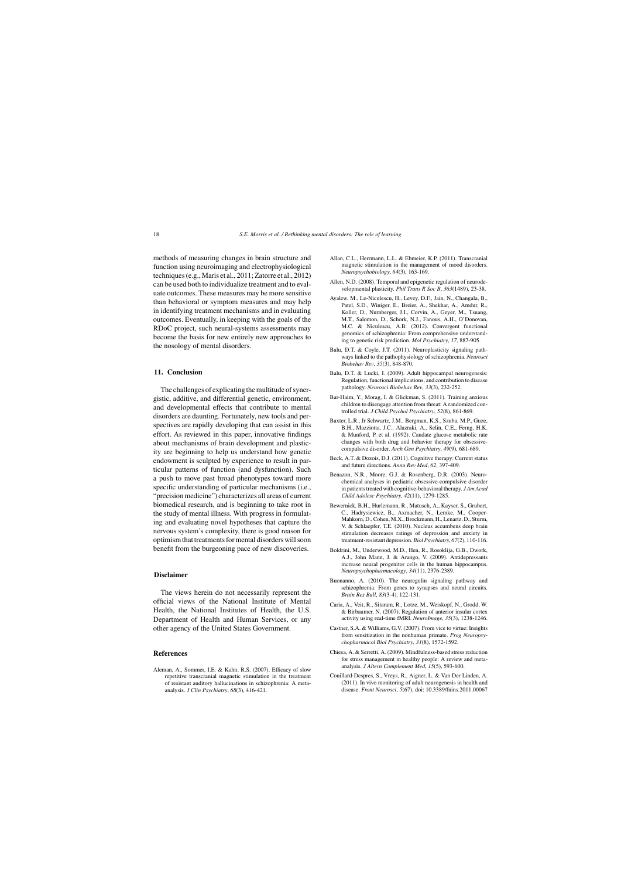methods of measuring changes in brain structure and function using neuroimaging and electrophysiological techniques (e.g., Maris et al., 2011; Zatorre et al., 2012) can be used both to individualize treatment and to evaluate outcomes. These measures may be more sensitive than behavioral or symptom measures and may help in identifying treatment mechanisms and in evaluating outcomes. Eventually, in keeping with the goals of the RDoC project, such neural-systems assessments may become the basis for new entirely new approaches to the nosology of mental disorders.

## 11. Conclusion

The challenges of explicating the multitude of synergistic, additive, and differential genetic, environment, and developmental effects that contribute to mental disorders are daunting. Fortunately, new tools and perspectives are rapidly developing that can assist in this effort. As reviewed in this paper, innovative findings about mechanisms of brain development and plasticity are beginning to help us understand how genetic endowment is sculpted by experience to result in particular patterns of function (and dysfunction). Such a push to move past broad phenotypes toward more specific understanding of particular mechanisms (i.e., "precision medicine") characterizes all areas of current biomedical research, and is beginning to take root in the study of mental illness. With progress in formulating and evaluating novel hypotheses that capture the nervous system's complexity, there is good reason for optimism that treatments for mental disorders will soon benefit from the burgeoning pace of new discoveries.

## Disclaimer

The views herein do not necessarily represent the official views of the National Institute of Mental Health, the National Institutes of Health, the U.S. Department of Health and Human Services, or any other agency of the United States Government.

## References

Aleman, A., Sommer, I.E. & Kahn, R.S. (2007). Efficacy of slow repetitive transcranial magnetic stimulation in the treatment of resistant auditory hallucinations in schizophrenia: A meta-analysis. *J Clin Psychiatry*, *68*(3), 416-421.

Allan, C.L., Herrmann, L.L. & Ebmeier, K.P. (2011). Transcranial magnetic stimulation in the management of mood disorders. *Neuropsychobiology*, *64*(3), 163-169.

Allen, N.D. (2008). Temporal and epigenetic regulation of neurodevelopmental plasticity. *Phil Trans R Soc B*, *363*(1489), 23-38.

Ayalew, M., Le-Niculescu, H., Levey, D.F., Jain, N., Changala, B., Patel, S.D., Winiger, E., Breier, A., Shekhar, A., Amdur, R., Koller, D., Nurnberger, J.I., Corvin, A., Geyer, M., Tsuang, M.T., Salomon, D., Schork, N.J., Fanous, A.H., O'Donovan, M.C. & Niculescu, A.B. (2012). Convergent functional genomics of schizophrenia: From comprehensive understanding to genetic risk prediction. *Mol Psychiatry*, *17*, 887-905.

Balu, D.T. & Coyle, J.T. (2011). Neuroplasticity signaling pathways linked to the pathophysiology of schizophrenia. *Neurosci Biobehav Rev*, *35*(3), 848-870.

Balu, D.T. & Lucki, I. (2009). Adult hippocampal neurogenesis: Regulation, functional implications, and contribution to disease pathology. *Neurosci Biobehav Rev*, *33*(3), 232-252.

Bar-Haim, Y., Morag, I. & Glickman, S. (2011). Training anxious children to disengage attention from threat: A randomized controlled trial. *J Child Psychol Psychiatry*, *52*(8), 861-869.

Baxter, L.R., Jr Schwartz, J.M., Bergman, K.S., Szuba, M.P., Guze, B.H., Mazziotta, J.C., Alazraki, A., Selin, C.E., Ferng, H.K. & Munford, P. et al. (1992). Caudate glucose metabolic rate changes with both drug and behavior therapy for obsessive-compulsive disorder. *Arch Gen Psychiatry*, *49*(9), 681-689.

Beck, A.T. & Dozois, D.J. (2011). Cognitive therapy: Current status and future directions. *Annu Rev Med*, *62*, 397-409.

Benazon, N.R., Moore, G.J. & Rosenberg, D.R. (2003). Neurochemical analyses in pediatric obsessive-compulsive disorder in patients treated with cognitive-behavioral therapy. *J Am Acad Child Adolesc Psychiatry*, *42*(11), 1279-1285.

Bewernick, B.H., Hurlemann, R., Matusch, A., Kayser, S., Grubert, C., Hadrysiewicz, B., Axmacher, N., Lemke, M., Cooper-Mahkorn, D., Cohen, M.X., Brockmann, H., Lenartz, D., Sturm, V. & Schlaepfer, T.E. (2010). Nucleus accumbens deep brain stimulation decreases ratings of depression and anxiety in treatment-resistant depression. *Biol Psychiatry*, *67*(2), 110-116.

Boldrini, M., Underwood, M.D., Hen, R., Rosoklija, G.B., Dwork, A.J., John Mann, J. & Arango, V. (2009). Antidepressants increase neural progenitor cells in the human hippocampus. *Neuropsychopharmacology*, *34*(11), 2376-2389.

Buonanno, A. (2010). The neuregulin signaling pathway and schizophrenia: From genes to synapses and neural circuits. *Brain Res Bull*, *83*(3-4), 122-131.

Caria, A., Veit, R., Sitaram, R., Lotze, M., Weiskopf, N., Grodd, W. & Birbaumer, N. (2007). Regulation of anterior insular cortex activity using real-time fMRI. *NeuroImage*, *35*(3), 1238-1246.

Castner, S.A. & Williams, G.V. (2007). From vice to virtue: Insights from sensitization in the nonhuman primate. *Prog Neuropsychopharmacol Biol Psychiatry*, *31*(8), 1572-1592.

Chiesa, A. & Serretti, A. (2009). Mindfulness-based stress reduction for stress management in healthy people: A review and meta-analysis. *J Altern Complement Med*, *15*(5), 593-600.

Couillard-Despres, S., Vreys, R., Aigner, L. & Van Der Linden, A. (2011). In vivo monitoring of adult neurogenesis in health and disease. *Front Neurosci*, *5*(67), doi: 10.3389/fnins.2011.00067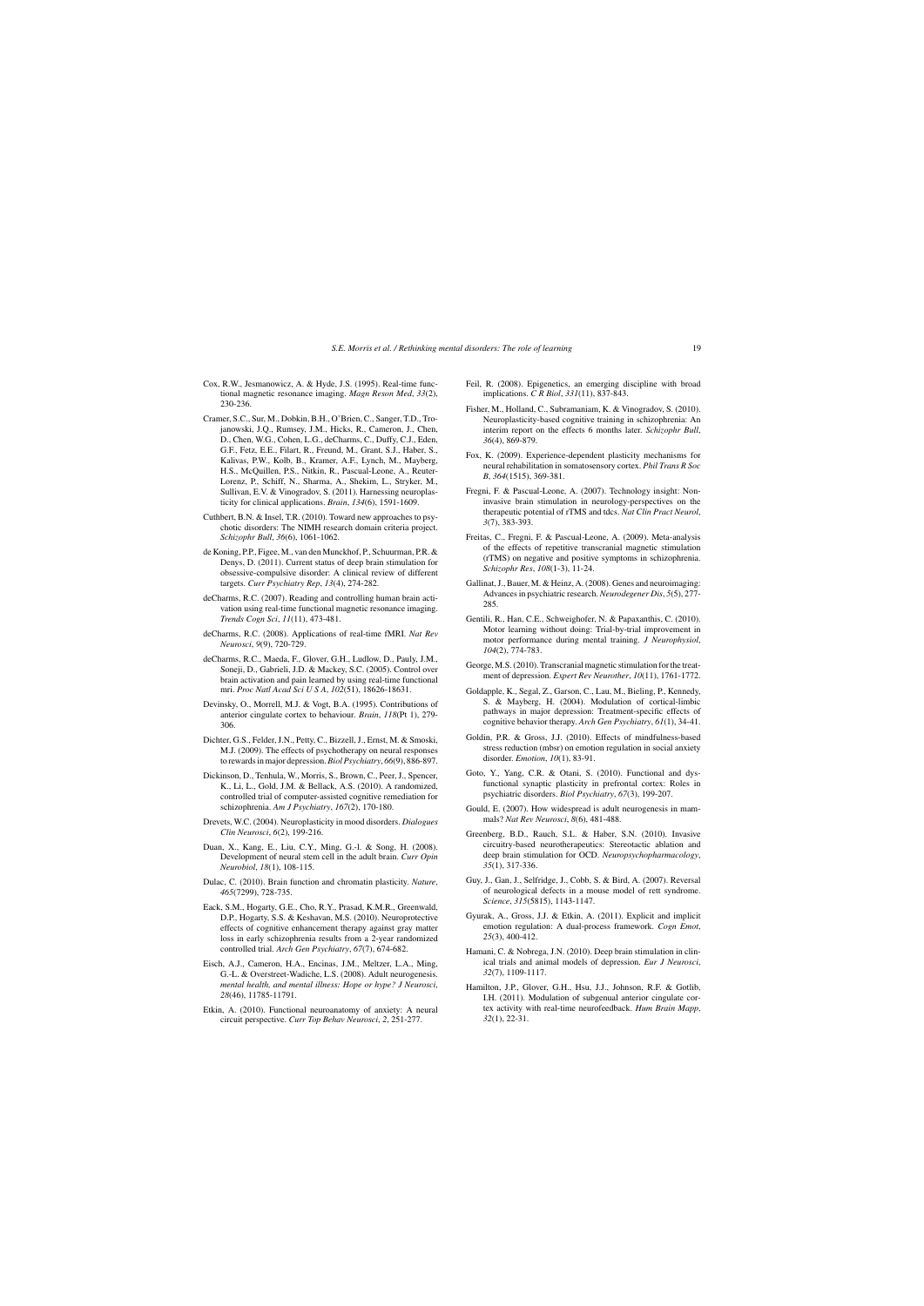Cox, R.W., Jesmanowicz, A. & Hyde, J.S. (1995). Real-time functional magnetic resonance imaging. *Magn Reson Med*, *33*(2), 230-236.

Cramer, S.C., Sur, M., Dobkin, B.H., O'Brien, C., Sanger, T.D., Trojanowski, J.Q., Rumsey, J.M., Hicks, R., Cameron, J., Chen, D., Chen, W.G., Cohen, L.G., deCharms, C., Duffy, C.J., Eden, G.F., Fetz, E.E., Filart, R., Freund, M., Grant, S.J., Haber, S., Kalivas, P.W., Kolb, B., Kramer, A.F., Lynch, M., Mayberg, H.S., McQuillen, P.S., Nitkin, R., Pascual-Leone, A., Reuter-Lorenz, P., Schiff, N., Sharma, A., Shekim, L., Stryker, M., Sullivan, E.V. & Vinogradov, S. (2011). Harnessing neuroplasticity for clinical applications. *Brain*, *134*(6), 1591-1609.

Cuthbert, B.N. & Insel, T.R. (2010). Toward new approaches to psychotic disorders: The NIMH research domain criteria project. *Schizophr Bull*, *36*(6), 1061-1062.

de Koning, P.P., Figee, M., van den Munckhof, P., Schuurman, P.R. & Denys, D. (2011). Current status of deep brain stimulation for obsessive-compulsive disorder: A clinical review of different targets. *Curr Psychiatry Rep*, *13*(4), 274-282.

deCharms, R.C. (2007). Reading and controlling human brain activation using real-time functional magnetic resonance imaging. *Trends Cogn Sci*, *11*(11), 473-481.

deCharms, R.C. (2008). Applications of real-time fMRI. *Nat Rev Neurosci*, *9*(9), 720-729.

deCharms, R.C., Maeda, F., Glover, G.H., Ludlow, D., Pauly, J.M., Soneji, D., Gabrieli, J.D. & Mackey, S.C. (2005). Control over brain activation and pain learned by using real-time functional mri. *Proc Natl Acad Sci U S A*, *102*(51), 18626-18631.

Devinsky, O., Morrell, M.J. & Vogt, B.A. (1995). Contributions of anterior cingulate cortex to behaviour. *Brain*, *118*(Pt 1), 279-306.

Dichter, G.S., Felder, J.N., Petty, C., Bizzell, J., Ernst, M. & Smoski, M.J. (2009). The effects of psychotherapy on neural responses to rewards in major depression. *Biol Psychiatry*, *66*(9), 886-897.

Dickinson, D., Tenhula, W., Morris, S., Brown, C., Peer, J., Spencer, K., Li, L., Gold, J.M. & Bellack, A.S. (2010). A randomized, controlled trial of computer-assisted cognitive remediation for schizophrenia. *Am J Psychiatry*, *167*(2), 170-180.

Drevets, W.C. (2004). Neuroplasticity in mood disorders. *Dialogues Clin Neurosci*, *6*(2), 199-216.

Duan, X., Kang, E., Liu, C.Y., Ming, G.-l. & Song, H. (2008). Development of neural stem cell in the adult brain. *Curr Opin Neurobiol*, *18*(1), 108-115.

Dulac, C. (2010). Brain function and chromatin plasticity. *Nature*, *465*(7299), 728-735.

Eack, S.M., Hogarty, G.E., Cho, R.Y., Prasad, K.M.R., Greenwald, D.P., Hogarty, S.S. & Keshavan, M.S. (2010). Neuroprotective effects of cognitive enhancement therapy against gray matter loss in early schizophrenia results from a 2-year randomized controlled trial. *Arch Gen Psychiatry*, *67*(7), 674-682.

Eisch, A.J., Cameron, H.A., Encinas, J.M., Meltzer, L.A., Ming, G.-L. & Overstreet-Wadiche, L.S. (2008). Adult neurogenesis. *mental health, and mental illness: Hope or hype? J Neurosci*, *28*(46), 11785-11791.

Etkin, A. (2010). Functional neuroanatomy of anxiety: A neural circuit perspective. *Curr Top Behav Neurosci*, *2*, 251-277.

Feil, R. (2008). Epigenetics, an emerging discipline with broad implications. *C R Biol*, *331*(11), 837-843.

Fisher, M., Holland, C., Subramaniam, K. & Vinogradov, S. (2010). Neuroplasticity-based cognitive training in schizophrenia: An interim report on the effects 6 months later. *Schizophr Bull*, *36*(4), 869-879.

Fox, K. (2009). Experience-dependent plasticity mechanisms for neural rehabilitation in somatosensory cortex. *Phil Trans R Soc B*, *364*(1515), 369-381.

Fregni, F. & Pascual-Leone, A. (2007). Technology insight: Non-invasive brain stimulation in neurology-perspectives on the therapeutic potential of rTMS and tdcs. *Nat Clin Pract Neurol*, *3*(7), 383-393.

Freitas, C., Fregni, F. & Pascual-Leone, A. (2009). Meta-analysis of the effects of repetitive transcranial magnetic stimulation (rTMS) on negative and positive symptoms in schizophrenia. *Schizophr Res*, *108*(1-3), 11-24.

Gallinat, J., Bauer, M. & Heinz, A. (2008). Genes and neuroimaging: Advances in psychiatric research. *Neurodegener Dis*, *5*(5), 277-285.

Gentili, R., Han, C.E., Schweighofer, N. & Papaxanthis, C. (2010). Motor learning without doing: Trial-by-trial improvement in motor performance during mental training. *J Neurophysiol*, *104*(2), 774-783.

George, M.S. (2010). Transcranial magnetic stimulation for the treatment of depression. *Expert Rev Neurother*, *10*(11), 1761-1772.

Goldapple, K., Segal, Z., Garson, C., Lau, M., Bieling, P., Kennedy, S. & Mayberg, H. (2004). Modulation of cortical-limbic pathways in major depression: Treatment-specific effects of cognitive behavior therapy. *Arch Gen Psychiatry*, *61*(1), 34-41.

Goldin, P.R. & Gross, J.J. (2010). Effects of mindfulness-based stress reduction (mbsr) on emotion regulation in social anxiety disorder. *Emotion*, *10*(1), 83-91.

Goto, Y., Yang, C.R. & Otani, S. (2010). Functional and dysfunctional synaptic plasticity in prefrontal cortex: Roles in psychiatric disorders. *Biol Psychiatry*, *67*(3), 199-207.

Gould, E. (2007). How widespread is adult neurogenesis in mammals? *Nat Rev Neurosci*, *8*(6), 481-488.

Greenberg, B.D., Rauch, S.L. & Haber, S.N. (2010). Invasive circuitry-based neurotherapeutics: Stereotactic ablation and deep brain stimulation for OCD. *Neuropsychopharmacology*, *35*(1), 317-336.

Guy, J., Gan, J., Selfridge, J., Cobb, S. & Bird, A. (2007). Reversal of neurological defects in a mouse model of rett syndrome. *Science*, *315*(5815), 1143-1147.

Gyurak, A., Gross, J.J. & Etkin, A. (2011). Explicit and implicit emotion regulation: A dual-process framework. *Cogn Emot*, *25*(3), 400-412.

Hamani, C. & Nobrega, J.N. (2010). Deep brain stimulation in clinical trials and animal models of depression. *Eur J Neurosci*, *32*(7), 1109-1117.

Hamilton, J.P., Glover, G.H., Hsu, J.J., Johnson, R.F. & Gotlib, I.H. (2011). Modulation of subgenual anterior cingulate cortex activity with real-time neurofeedback. *Hum Brain Mapp*, *32*(1), 22-31.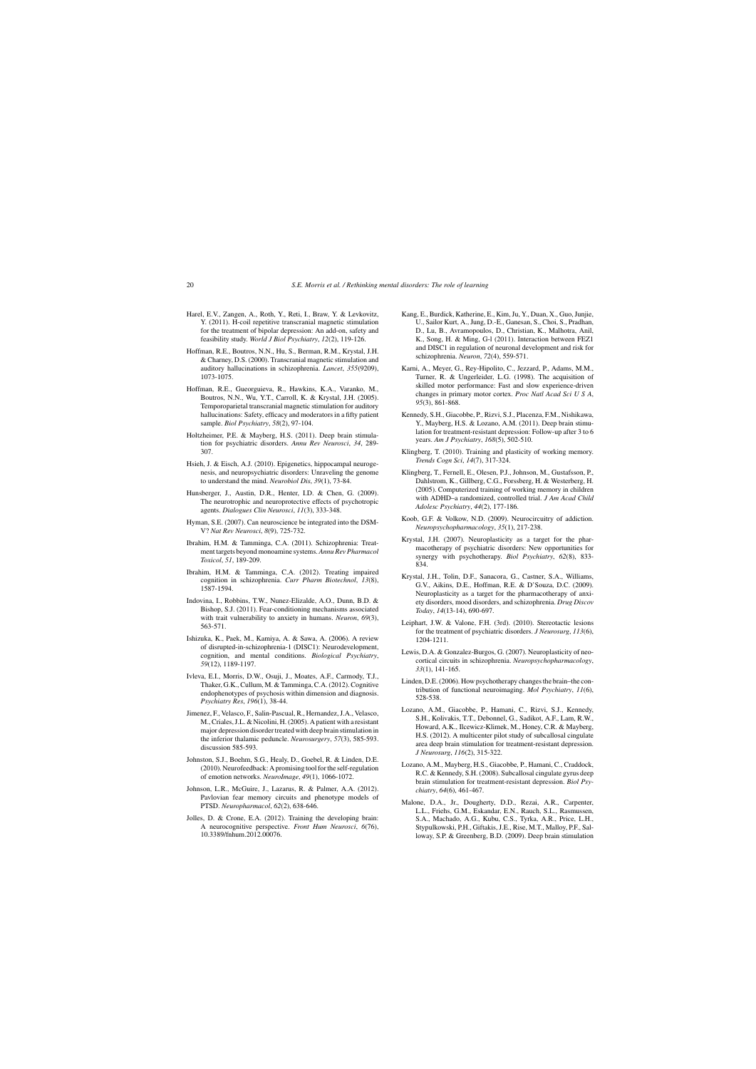Harel, E.V., Zangen, A., Roth, Y., Reti, I., Braw, Y. & Levkovitz, Y. (2011). H-coil repetitive transcranial magnetic stimulation for the treatment of bipolar depression: An add-on, safety and feasibility study. *World J Biol Psychiatry*, *12*(2), 119-126.

Hoffman, R.E., Boutros, N.N., Hu, S., Berman, R.M., Krystal, J.H. & Charney, D.S. (2000). Transcranial magnetic stimulation and auditory hallucinations in schizophrenia. *Lancet*, *355*(9209), 1073-1075.

Hoffman, R.E., Gueorguieva, R., Hawkins, K.A., Varanko, M., Boutros, N.N., Wu, Y.T., Carroll, K. & Krystal, J.H. (2005). Temporoparietal transcranial magnetic stimulation for auditory hallucinations: Safety, efficacy and moderators in a fifty patient sample. *Biol Psychiatry*, *58*(2), 97-104.

Holtzheimer, P.E. & Mayberg, H.S. (2011). Deep brain stimulation for psychiatric disorders. *Annu Rev Neurosci*, *34*, 289-307.

Hsieh, J. & Eisch, A.J. (2010). Epigenetics, hippocampal neurogenesis, and neuropsychiatric disorders: Unraveling the genome to understand the mind. *Neurobiol Dis*, *39*(1), 73-84.

Hunsberger, J., Austin, D.R., Henter, I.D. & Chen, G. (2009). The neurotrophic and neuroprotective effects of psychotropic agents. *Dialogues Clin Neurosci*, *11*(3), 333-348.

Hyman, S.E. (2007). Can neuroscience be integrated into the DSM-V? *Nat Rev Neurosci*, *8*(9), 725-732.

Ibrahim, H.M. & Tamminga, C.A. (2011). Schizophrenia: Treatment targets beyond monoamine systems. *Annu Rev Pharmacol Toxicol*, *51*, 189-209.

Ibrahim, H.M. & Tamminga, C.A. (2012). Treating impaired cognition in schizophrenia. *Curr Pharm Biotechnol*, *13*(8), 1587-1594.

Indovina, I., Robbins, T.W., Nunez-Elizalde, A.O., Dunn, B.D. & Bishop, S.J. (2011). Fear-conditioning mechanisms associated with trait vulnerability to anxiety in humans. *Neuron*, *69*(3), 563-571.

Ishizuka, K., Paek, M., Kamiya, A. & Sawa, A. (2006). A review of disrupted-in-schizophrenia-1 (DISC1): Neurodevelopment, cognition, and mental conditions. *Biological Psychiatry*, *59*(12), 1189-1197.

Ivleva, E.I., Morris, D.W., Osuji, J., Moates, A.F., Carmody, T.J., Thaker, G.K., Cullum, M. & Tamminga, C.A. (2012). Cognitive endophenotypes of psychosis within dimension and diagnosis. *Psychiatry Res*, *196*(1), 38-44.

Jimenez, F., Velasco, F., Salin-Pascual, R., Hernandez, J.A., Velasco, M., Criales, J.L. & Nicolini, H. (2005). A patient with a resistant major depression disorder treated with deep brain stimulation in the inferior thalamic peduncle. *Neurosurgery*, *57*(3), 585-593. discussion 585-593.

Johnston, S.J., Boehm, S.G., Healy, D., Goebel, R. & Linden, D.E. (2010). Neurofeedback: A promising tool for the self-regulation of emotion networks. *NeuroImage*, *49*(1), 1066-1072.

Johnson, L.R., McGuire, J., Lazarus, R. & Palmer, A.A. (2012). Pavlovian fear memory circuits and phenotype models of PTSD. *Neuropharmacol*, *62*(2), 638-646.

Jolles, D. & Crone, E.A. (2012). Training the developing brain: A neurocognitive perspective. *Front Hum Neurosci*, *6*(76), 10.3389/fnhum.2012.00076.

Kang, E., Burdick, Katherine, E., Kim, Ju, Y., Duan, X., Guo, Junjie, U., Sailor Kurt, A., Jung, D.-E., Ganesan, S., Choi, S., Pradhan, D., Lu, B., Avramopoulos, D., Christian, K., Malhotra, Anil, K., Song, H. & Ming, G-l (2011). Interaction between FEZ1 and DISC1 in regulation of neuronal development and risk for schizophrenia. *Neuron*, *72*(4), 559-571.

Karni, A., Meyer, G., Rey-Hipolito, C., Jezzard, P., Adams, M.M., Turner, R. & Ungerleider, L.G. (1998). The acquisition of skilled motor performance: Fast and slow experience-driven changes in primary motor cortex. *Proc Natl Acad Sci U S A*, *95*(3), 861-868.

Kennedy, S.H., Giacobbe, P., Rizvi, S.J., Placenza, F.M., Nishikawa, Y., Mayberg, H.S. & Lozano, A.M. (2011). Deep brain stimulation for treatment-resistant depression: Follow-up after 3 to 6 years. *Am J Psychiatry*, *168*(5), 502-510.

Klingberg, T. (2010). Training and plasticity of working memory. *Trends Cogn Sci*, *14*(7), 317-324.

Klingberg, T., Fernell, E., Olesen, P.J., Johnson, M., Gustafsson, P., Dahlstrom, K., Gillberg, C.G., Forssberg, H. & Westerberg, H. (2005). Computerized training of working memory in children with ADHD–a randomized, controlled trial. *J Am Acad Child Adolesc Psychiatry*, *44*(2), 177-186.

Koob, G.F. & Volkow, N.D. (2009). Neurocircuitry of addiction. *Neuropsychopharmacology*, *35*(1), 217-238.

Krystal, J.H. (2007). Neuroplasticity as a target for the pharmacotherapy of psychiatric disorders: New opportunities for synergy with psychotherapy. *Biol Psychiatry*, *62*(8), 833-834.

Krystal, J.H., Tolin, D.F., Sanacora, G., Castner, S.A., Williams, G.V., Aikins, D.E., Hoffman, R.E. & D'Souza, D.C. (2009). Neuroplasticity as a target for the pharmacotherapy of anxiety disorders, mood disorders, and schizophrenia. *Drug Discov Today*, *14*(13-14), 690-697.

Leiphart, J.W. & Valone, F.H. (3rd). (2010). Stereotactic lesions for the treatment of psychiatric disorders. *J Neurosurg*, *113*(6), 1204-1211.

Lewis, D.A. & Gonzalez-Burgos, G. (2007). Neuroplasticity of neocortical circuits in schizophrenia. *Neuropsychopharmacology*, *33*(1), 141-165.

Linden, D.E. (2006). How psychotherapy changes the brain–the contribution of functional neuroimaging. *Mol Psychiatry*, *11*(6), 528-538.

Lozano, A.M., Giacobbe, P., Hamani, C., Rizvi, S.J., Kennedy, S.H., Kolivakis, T.T., Debonnel, G., Sadikot, A.F., Lam, R.W., Howard, A.K., Ilcewicz-Klimek, M., Honey, C.R. & Mayberg, H.S. (2012). A multicenter pilot study of subcallosal cingulate area deep brain stimulation for treatment-resistant depression. *J Neurosurg*, *116*(2), 315-322.

Lozano, A.M., Mayberg, H.S., Giacobbe, P., Hamani, C., Craddock, R.C. & Kennedy, S.H. (2008). Subcallosal cingulate gyrus deep brain stimulation for treatment-resistant depression. *Biol Psychiatry*, *64*(6), 461-467.

Malone, D.A., Jr., Dougherty, D.D., Rezai, A.R., Carpenter, L.L., Friehs, G.M., Eskandar, E.N., Rauch, S.L., Rasmussen, S.A., Machado, A.G., Kubu, C.S., Tyrka, A.R., Price, L.H., Stypulkowski, P.H., Giftakis, J.E., Rise, M.T., Malloy, P.F., Salloway, S.P. & Greenberg, B.D. (2009). Deep brain stimulation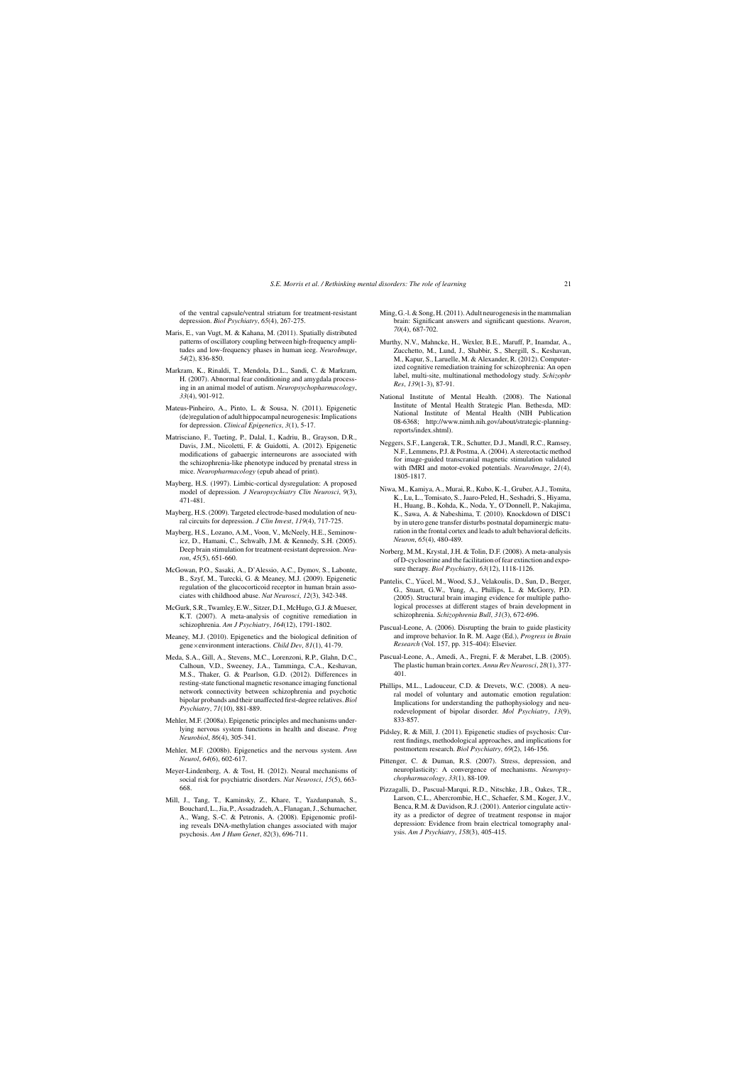of the ventral capsule/ventral striatum for treatment-resistant depression. *Biol Psychiatry*, *65*(4), 267-275.

Maris, E., van Vugt, M. & Kahana, M. (2011). Spatially distributed patterns of oscillatory coupling between high-frequency amplitudes and low-frequency phases in human ieeg. *NeuroImage*, *54*(2), 836-850.

Markram, K., Rinaldi, T., Mendola, D.L., Sandi, C. & Markram, H. (2007). Abnormal fear conditioning and amygdala processing in an animal model of autism. *Neuropsychopharmacology*, *33*(4), 901-912.

Mateus-Pinheiro, A., Pinto, L. & Sousa, N. (2011). Epigenetic (de)regulation of adult hippocampal neurogenesis: Implications for depression. *Clinical Epigenetics*, *3*(1), 5-17.

Matrisciano, F., Tueting, P., Dalal, I., Kadriu, B., Grayson, D.R., Davis, J.M., Nicoletti, F. & Guidotti, A. (2012). Epigenetic modifications of gabaergic interneurons are associated with the schizophrenia-like phenotype induced by prenatal stress in mice. *Neuropharmacology* (epub ahead of print).

Mayberg, H.S. (1997). Limbic-cortical dysregulation: A proposed model of depression. *J Neuropsychiatry Clin Neurosci*, *9*(3), 471-481.

Mayberg, H.S. (2009). Targeted electrode-based modulation of neural circuits for depression. *J Clin Invest*, *119*(4), 717-725.

Mayberg, H.S., Lozano, A.M., Voon, V., McNeely, H.E., Seminowicz, D., Hamani, C., Schwalb, J.M. & Kennedy, S.H. (2005). Deep brain stimulation for treatment-resistant depression. *Neuron*, *45*(5), 651-660.

McGowan, P.O., Sasaki, A., D'Alessio, A.C., Dymov, S., Labonte, B., Szyf, M., Turecki, G. & Meaney, M.J. (2009). Epigenetic regulation of the glucocorticoid receptor in human brain associates with childhood abuse. *Nat Neurosci*, *12*(3), 342-348.

McGurk, S.R., Twamley, E.W., Sitzer, D.I., McHugo, G.J. & Mueser, K.T. (2007). A meta-analysis of cognitive remediation in schizophrenia. *Am J Psychiatry*, *164*(12), 1791-1802.

Meaney, M.J. (2010). Epigenetics and the biological definition of gene × environment interactions. *Child Dev*, *81*(1), 41-79.

Meda, S.A., Gill, A., Stevens, M.C., Lorenzoni, R.P., Glahn, D.C., Calhoun, V.D., Sweeney, J.A., Tamminga, C.A., Keshavan, M.S., Thaker, G. & Pearlson, G.D. (2012). Differences in resting-state functional magnetic resonance imaging functional network connectivity between schizophrenia and psychotic bipolar probands and their unaffected first-degree relatives. *Biol Psychiatry*, *71*(10), 881-889.

Mehler, M.F. (2008a). Epigenetic principles and mechanisms underlying nervous system functions in health and disease. *Prog Neurobiol*, *86*(4), 305-341.

Mehler, M.F. (2008b). Epigenetics and the nervous system. *Ann Neurol*, *64*(6), 602-617.

Meyer-Lindenberg, A. & Tost, H. (2012). Neural mechanisms of social risk for psychiatric disorders. *Nat Neurosci*, *15*(5), 663-668.

Mill, J., Tang, T., Kaminsky, Z., Khare, T., Yazdanpanah, S., Bouchard, L., Jia, P., Assadzadeh, A., Flanagan, J., Schumacher, A., Wang, S.-C. & Petronis, A. (2008). Epigenomic profiling reveals DNA-methylation changes associated with major psychosis. *Am J Hum Genet*, *82*(3), 696-711.

Ming, G.-l. & Song, H. (2011). Adult neurogenesis in the mammalian brain: Significant answers and significant questions. *Neuron*, *70*(4), 687-702.

Murthy, N.V., Mahncke, H., Wexler, B.E., Maruff, P., Inamdar, A., Zucchetto, M., Lund, J., Shabbir, S., Shergill, S., Keshavan, M., Kapur, S., Laruelle, M. & Alexander, R. (2012). Computerized cognitive remediation training for schizophrenia: An open label, multi-site, multinational methodology study. *Schizophr Res*, *139*(1-3), 87-91.

National Institute of Mental Health. (2008). The National Institute of Mental Health Strategic Plan. Bethesda, MD: National Institute of Mental Health (NIH Publication 08-6368; http://www.nimh.nih.gov/about/strategic-planning-reports/index.shtml).

Neggers, S.F., Langerak, T.R., Schutter, D.J., Mandl, R.C., Ramsey, N.F., Lemmens, P.J. & Postma, A. (2004). A stereotactic method for image-guided transcranial magnetic stimulation validated with fMRI and motor-evoked potentials. *NeuroImage*, *21*(4), 1805-1817.

Niwa, M., Kamiya, A., Murai, R., Kubo, K.-I., Gruber, A.J., Tomita, K., Lu, L., Tomisato, S., Jaaro-Peled, H., Seshadri, S., Hiyama, H., Huang, B., Kohda, K., Noda, Y., O'Donnell, P., Nakajima, K., Sawa, A. & Nabeshima, T. (2010). Knockdown of DISC1 by in utero gene transfer disturbs postnatal dopaminergic maturation in the frontal cortex and leads to adult behavioral deficits. *Neuron*, *65*(4), 480-489.

Norberg, M.M., Krystal, J.H. & Tolin, D.F. (2008). A meta-analysis of D-cycloserine and the facilitation of fear extinction and exposure therapy. *Biol Psychiatry*, *63*(12), 1118-1126.

Pantelis, C., Yücel, M., Wood, S.J., Velakoulis, D., Sun, D., Berger, G., Stuart, G.W., Yung, A., Phillips, L. & McGorry, P.D. (2005). Structural brain imaging evidence for multiple pathological processes at different stages of brain development in schizophrenia. *Schizophrenia Bull*, *31*(3), 672-696.

Pascual-Leone, A. (2006). Disrupting the brain to guide plasticity and improve behavior. In R. M. Aage (Ed.), *Progress in Brain Research* (Vol. 157, pp. 315-404): Elsevier.

Pascual-Leone, A., Amedi, A., Fregni, F. & Merabet, L.B. (2005). The plastic human brain cortex. *Annu Rev Neurosci*, *28*(1), 377-401.

Phillips, M.L., Ladouceur, C.D. & Drevets, W.C. (2008). A neural model of voluntary and automatic emotion regulation: Implications for understanding the pathophysiology and neurodevelopment of bipolar disorder. *Mol Psychiatry*, *13*(9), 833-857.

Pidsley, R. & Mill, J. (2011). Epigenetic studies of psychosis: Current findings, methodological approaches, and implications for postmortem research. *Biol Psychiatry*, *69*(2), 146-156.

Pittenger, C. & Duman, R.S. (2007). Stress, depression, and neuroplasticity: A convergence of mechanisms. *Neuropsychopharmacology*, *33*(1), 88-109.

Pizzagalli, D., Pascual-Marqui, R.D., Nitschke, J.B., Oakes, T.R., Larson, C.L., Abercrombie, H.C., Schaefer, S.M., Koger, J.V., Benca, R.M. & Davidson, R.J. (2001). Anterior cingulate activity as a predictor of degree of treatment response in major depression: Evidence from brain electrical tomography analysis. *Am J Psychiatry*, *158*(3), 405-415.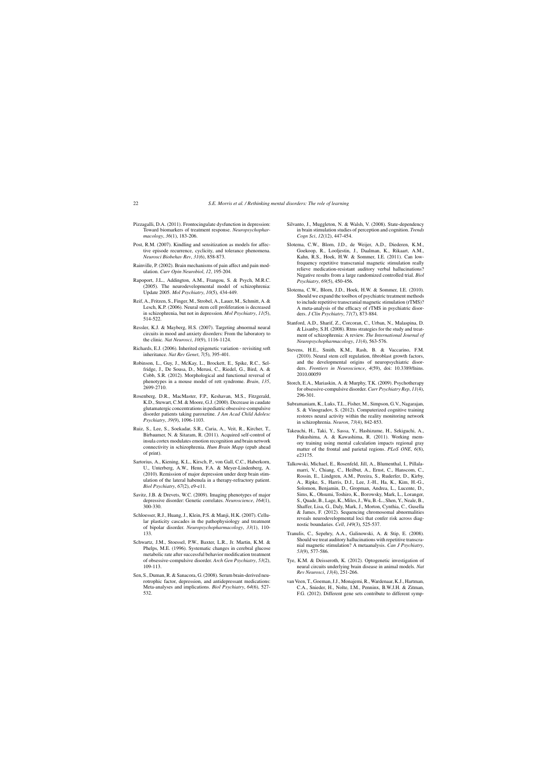Pizzagalli, D.A. (2011). Frontocingulate dysfunction in depression: Toward biomarkers of treatment response. *Neuropsychopharmacology*, *36*(1), 183-206.

Post, R.M. (2007). Kindling and sensitization as models for affective episode recurrence, cyclicity, and tolerance phenomena. *Neurosci Biobehav Rev*, *31*(6), 858-873.

Rainville, P. (2002). Brain mechanisms of pain affect and pain modulation. *Curr Opin Neurobiol*, *12*, 195-204.

Rapoport, J.L., Addington, A.M., Frangou, S. & Psych, M.R.C. (2005). The neurodevelopmental model of schizophrenia: Update 2005. *Mol Psychiatry*, *10*(5), 434-449.

Reif, A., Fritzen, S., Finger, M., Strobel, A., Lauer, M., Schmitt, A. & Lesch, K.P. (2006). Neural stem cell proliferation is decreased in schizophrenia, but not in depression. *Mol Psychiatry*, *11*(5), 514-522.

Ressler, K.J. & Mayberg, H.S. (2007). Targeting abnormal neural circuits in mood and anxiety disorders: From the laboratory to the clinic. *Nat Neurosci*, *10*(9), 1116-1124.

Richards, E.J. (2006). Inherited epigenetic variation - revisiting soft inheritance. *Nat Rev Genet*, *7*(5), 395-401.

Robinson, L., Guy, J., McKay, L., Brockett, E., Spike, R.C., Selfridge, J., De Sousa, D., Merusi, C., Riedel, G., Bird, A. & Cobb, S.R. (2012). Morphological and functional reversal of phenotypes in a mouse model of rett syndrome. *Brain*, *135*, 2699-2710.

Rosenberg, D.R., MacMaster, F.P., Keshavan, M.S., Fitzgerald, K.D., Stewart, C.M. & Moore, G.J. (2000). Decrease in caudate glutamatergic concentrations in pediatric obsessive-compulsive disorder patients taking paroxetine. *J Am Acad Child Adolesc Psychiatry*, *39*(9), 1096-1103.

Ruiz, S., Lee, S., Soekadar, S.R., Caria, A., Veit, R., Kircher, T., Birbaumer, N. & Sitaram, R. (2011). Acquired self-control of insula cortex modulates emotion recognition and brain network connectivity in schizophrenia. *Hum Brain Mapp* (epub ahead of print).

Sartorius, A., Kiening, K.L., Kirsch, P., von Gall, C.C., Haberkorn, U., Unterberg, A.W., Henn, F.A. & Meyer-Lindenberg, A. (2010). Remission of major depression under deep brain stimulation of the lateral habenula in a therapy-refractory patient. *Biol Psychiatry*, *67*(2), e9-e11.

Savitz, J.B. & Drevets, W.C. (2009). Imaging phenotypes of major depressive disorder: Genetic correlates. *Neuroscience*, *164*(1), 300-330.

Schloesser, R.J., Huang, J., Klein, P.S. & Manji, H.K. (2007). Cellular plasticity cascades in the pathophysiology and treatment of bipolar disorder. *Neuropsychopharmacology*, *33*(1), 110-133.

Schwartz, J.M., Stoessel, P.W., Baxter, L.R., Jr. Martin, K.M. & Phelps, M.E. (1996). Systematic changes in cerebral glucose metabolic rate after successful behavior modification treatment of obsessive-compulsive disorder. *Arch Gen Psychiatry*, *53*(2), 109-113.

Sen, S., Duman, R. & Sanacora, G. (2008). Serum brain-derived neurotrophic factor, depression, and antidepressant medications: Meta-analyses and implications. *Biol Psychiatry*, *64*(6), 527-532.

Silvanto, J., Muggleton, N. & Walsh, V. (2008). State-dependency in brain stimulation studies of perception and cognition. *Trends Cogn Sci*, *12*(12), 447-454.

Slotema, C.W., Blom, J.D., de Weijer, A.D., Diederen, K.M., Goekoop, R., Looljestin, J., Daalman, K., Rijkaart, A.M., Kahn, R.S., Hoek, H.W. & Sommer, I.E. (2011). Can low-frequency repetitive transcranial magnetic stimulation really relieve medication-resistant auditory verbal hallucinations? Negative results from a large randomized controlled trial. *Biol Psychiatry*, *69*(5), 450-456.

Slotema, C.W., Blom, J.D., Hoek, H.W. & Sommer, I.E. (2010). Should we expand the toolbox of psychiatric treatment methods to include repetitive transcranial magnetic stimulation (rTMS)? A meta-analysis of the efficacy of rTMS in psychiatric disorders. *J Clin Psychiatry*, *71*(7), 873-884.

Stanford, A.D., Sharif, Z., Corcoran, C., Urban, N., Malaspina, D. & Lisanby, S.H. (2008). Rtms strategies for the study and treatment of schizophrenia: A review. *The International Journal of Neuropsychopharmacology*, *11*(4), 563-576.

Stevens, H.E., Smith, K.M., Rash, B. & Vaccarino, F.M. (2010). Neural stem cell regulation, fibroblast growth factors, and the developmental origins of neuropsychiatric disorders. *Frontiers in Neuroscience*, *4*(59), doi: 10.3389/fnins.2010.00059

Storch, E.A., Mariaskin, A. & Murphy, T.K. (2009). Psychotherapy for obsessive-compulsive disorder. *Curr Psychiatry Rep*, *11*(4), 296-301.

Subramaniam, K., Luks, T.L., Fisher, M., Simpson, G.V., Nagarajan, S. & Vinogradov, S. (2012). Computerized cognitive training restores neural activity within the reality monitoring network in schizophrenia. *Neuron*, *73*(4), 842-853.

Takeuchi, H., Taki, Y., Sassa, Y., Hashizume, H., Sekiguchi, A., Fukushima, A. & Kawashima, R. (2011). Working memory training using mental calculation impacts regional gray matter of the frontal and parietal regions. *PLoS ONE*, *6*(8), e23175.

Talkowski, Michael, E., Rosenfeld, Jill, A., Blumenthal, I., Pillalamarri, V., Chiang, C., Heilbut, A., Ernst, C., Hanscom, C., Rossin, E., Lindgren, A.M., Pereira, S., Ruderfer, D., Kirby, A., Ripke, S., Harris, D.J., Lee, J.-H., Ha, K., Kim, H.-G., Solomon, Benjamin, D., Gropman, Andrea, L., Lucente, D., Sims, K., Ohsumi, Toshiro, K., Borowsky, Mark, L., Loranger, S., Quade, B., Lage, K., Miles, J., Wu, B.-L., Shen, Y., Neale, B., Shaffer, Lisa, G., Daly, Mark, J., Morton, Cynthia, C., Gusella & James, F. (2012). Sequencing chromosomal abnormalities reveals neurodevelopmental loci that confer risk across diagnostic boundaries. *Cell*, *149*(3), 525-537.

Tranulis, C., Sepehry, A.A., Galinowski, A. & Stip, E. (2008). Should we treat auditory hallucinations with repetitive transcranial magnetic stimulation? A metaanalysis. *Can J Psychiatry*, *53*(9), 577-586.

Tye, K.M. & Deisseroth, K. (2012). Optogenetic investigation of neural circuits underlying brain disease in animal models. *Nat Rev Neurosci*, *13*(4), 251-266.

van Veen, T., Goeman, J.J., Monajemi, R., Wardenaar, K.J., Hartman, C.A., Snieder, H., Nolte, I.M., Penninx, B.W.J.H. & Zitman, F.G. (2012). Different gene sets contribute to different symp-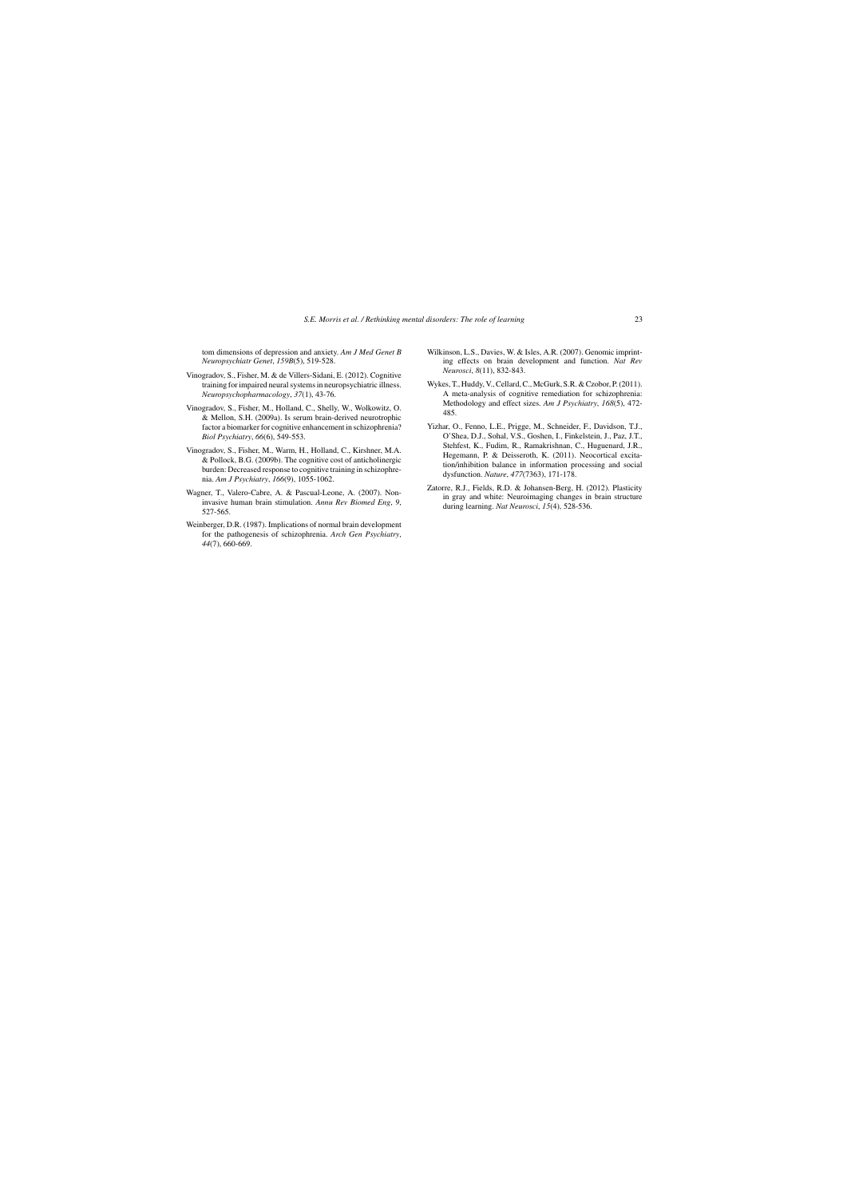tom dimensions of depression and anxiety. *Am J Med Genet B Neuropsychiatr Genet*, *159B*(5), 519-528.

Vinogradov, S., Fisher, M. & de Villers-Sidani, E. (2012). Cognitive training for impaired neural systems in neuropsychiatric illness. *Neuropsychopharmacology*, *37*(1), 43-76.

Vinogradov, S., Fisher, M., Holland, C., Shelly, W., Wolkowitz, O. & Mellon, S.H. (2009a). Is serum brain-derived neurotrophic factor a biomarker for cognitive enhancement in schizophrenia? *Biol Psychiatry*, *66*(6), 549-553.

Vinogradov, S., Fisher, M., Warm, H., Holland, C., Kirshner, M.A. & Pollock, B.G. (2009b). The cognitive cost of anticholinergic burden: Decreased response to cognitive training in schizophrenia. *Am J Psychiatry*, *166*(9), 1055-1062.

Wagner, T., Valero-Cabre, A. & Pascual-Leone, A. (2007). Noninvasive human brain stimulation. *Annu Rev Biomed Eng*, *9*, 527-565.

Weinberger, D.R. (1987). Implications of normal brain development for the pathogenesis of schizophrenia. *Arch Gen Psychiatry*, *44*(7), 660-669.

Wilkinson, L.S., Davies, W. & Isles, A.R. (2007). Genomic imprinting effects on brain development and function. *Nat Rev Neurosci*, *8*(11), 832-843.

Wykes, T., Huddy, V., Cellard, C., McGurk, S.R. & Czobor, P. (2011). A meta-analysis of cognitive remediation for schizophrenia: Methodology and effect sizes. *Am J Psychiatry*, *168*(5), 472-485.

Yizhar, O., Fenno, L.E., Prigge, M., Schneider, F., Davidson, T.J., O'Shea, D.J., Sohal, V.S., Goshen, I., Finkelstein, J., Paz, J.T., Stehfest, K., Fudim, R., Ramakrishnan, C., Huguenard, J.R., Hegemann, P. & Deisseroth, K. (2011). Neocortical excitation/inhibition balance in information processing and social dysfunction. *Nature*, *477*(7363), 171-178.

Zatorre, R.J., Fields, R.D. & Johansen-Berg, H. (2012). Plasticity in gray and white: Neuroimaging changes in brain structure during learning. *Nat Neurosci*, *15*(4), 528-536.